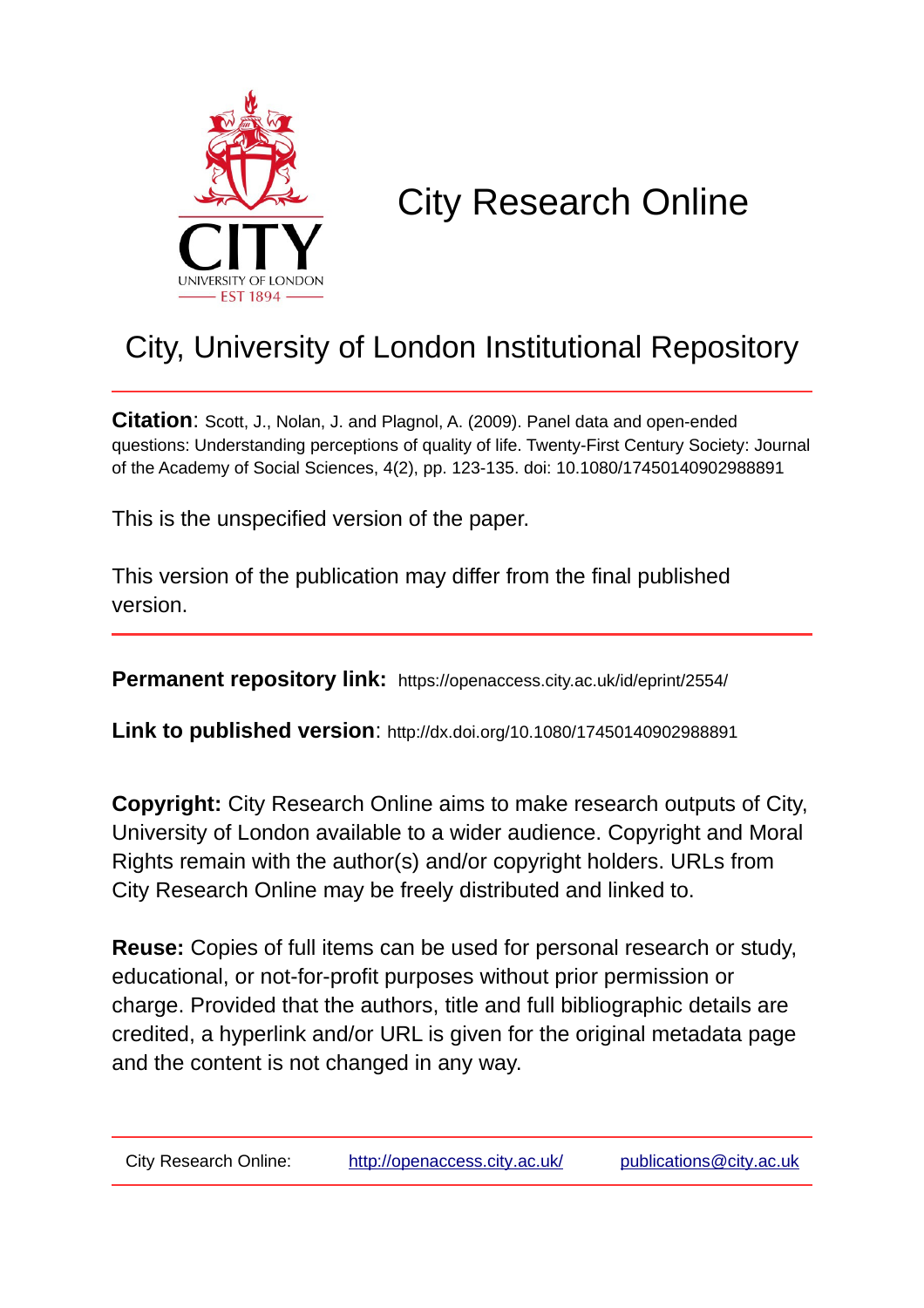# City Research Online

## City, University of London Institutional Repository

**Citation**: Scott, J., Nolan, J. and Plagnol, A. (2009). Panel data and open-ended questions: Understanding perceptions of quality of life. Twenty-First Century Society: Journal of the Academy of Social Sciences, 4(2), pp. 123-135. doi: 10.1080/17450140902988891

This is the unspecified version of the paper.

This version of the publication may differ from the final published version.

**Permanent repository link:** https://openaccess.city.ac.uk/id/eprint/2554/

**Link to published version**: http://dx.doi.org/10.1080/17450140902988891

**Copyright:** City Research Online aims to make research outputs of City, University of London available to a wider audience. Copyright and Moral Rights remain with the author(s) and/or copyright holders. URLs from City Research Online may be freely distributed and linked to.

**Reuse:** Copies of full items can be used for personal research or study, educational, or not-for-profit purposes without prior permission or charge. Provided that the authors, title and full bibliographic details are credited, a hyperlink and/or URL is given for the original metadata page and the content is not changed in any way.

City Research Online: http://openaccess.city.ac.uk/ publications@city.ac.uk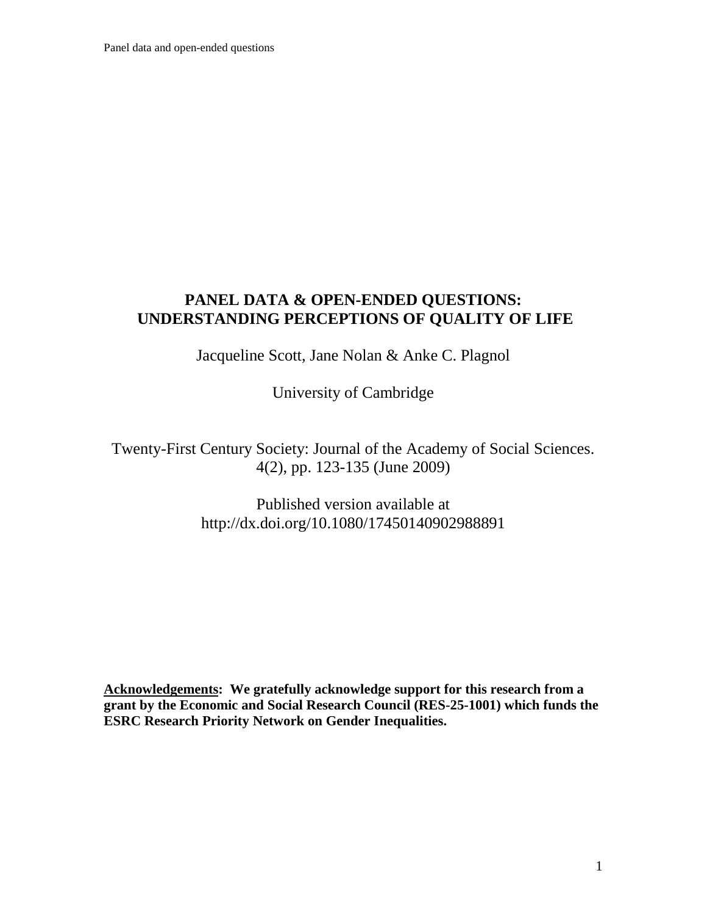# PANEL DATA & OPEN-ENDED QUESTIONS: UNDERSTANDING PERCEPTIONS OF QUALITY OF LIFE

Jacqueline Scott, Jane Nolan & Anke C. Plagnol

University of Cambridge

Twenty-First Century Society: Journal of the Academy of Social Sciences. 4(2), pp. 123-135 (June 2009)

Published version available at http://dx.doi.org/10.1080/17450140902988891

**<u>Acknowledgements</u>: We gratefully acknowledge support for this research from a grant by the Economic and Social Research Council (RES-25-1001) which funds the ESRC Research Priority Network on Gender Inequalities.**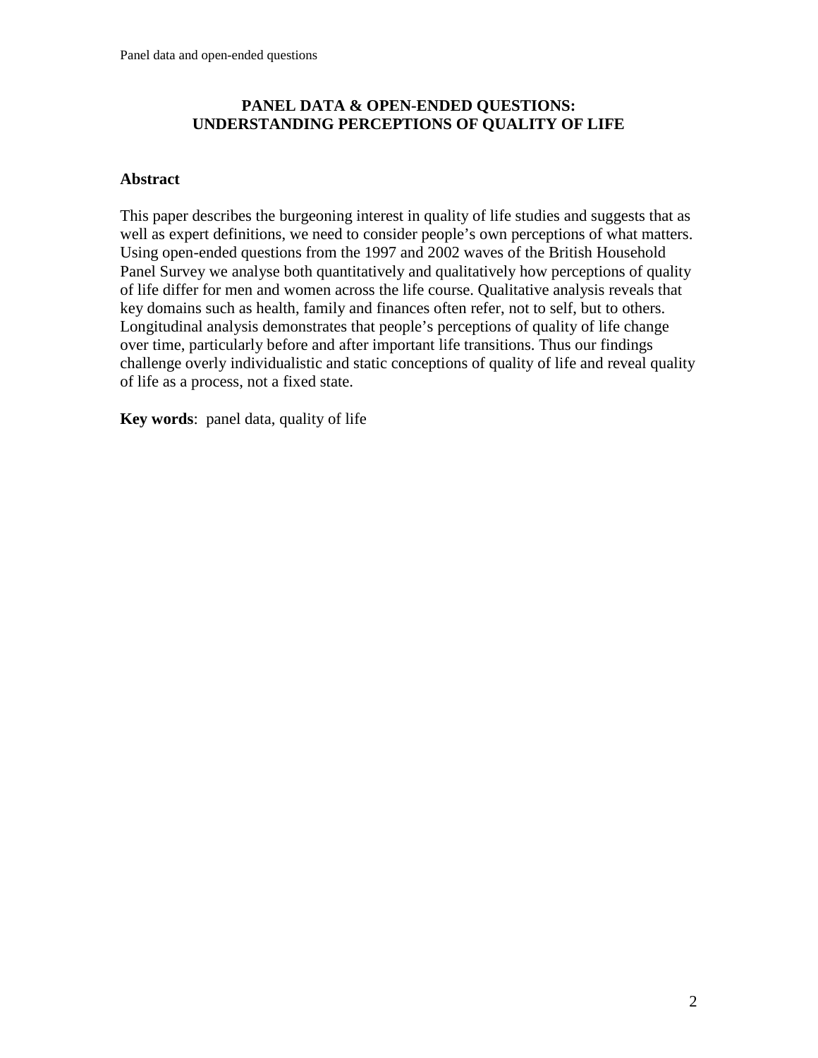# PANEL DATA & OPEN-ENDED QUESTIONS: UNDERSTANDING PERCEPTIONS OF QUALITY OF LIFE

## Abstract

This paper describes the burgeoning interest in quality of life studies and suggests that as well as expert definitions, we need to consider people's own perceptions of what matters. Using open-ended questions from the 1997 and 2002 waves of the British Household Panel Survey we analyse both quantitatively and qualitatively how perceptions of quality of life differ for men and women across the life course. Qualitative analysis reveals that key domains such as health, family and finances often refer, not to self, but to others. Longitudinal analysis demonstrates that people's perceptions of quality of life change over time, particularly before and after important life transitions. Thus our findings challenge overly individualistic and static conceptions of quality of life and reveal quality of life as a process, not a fixed state.

**Key words**: panel data, quality of life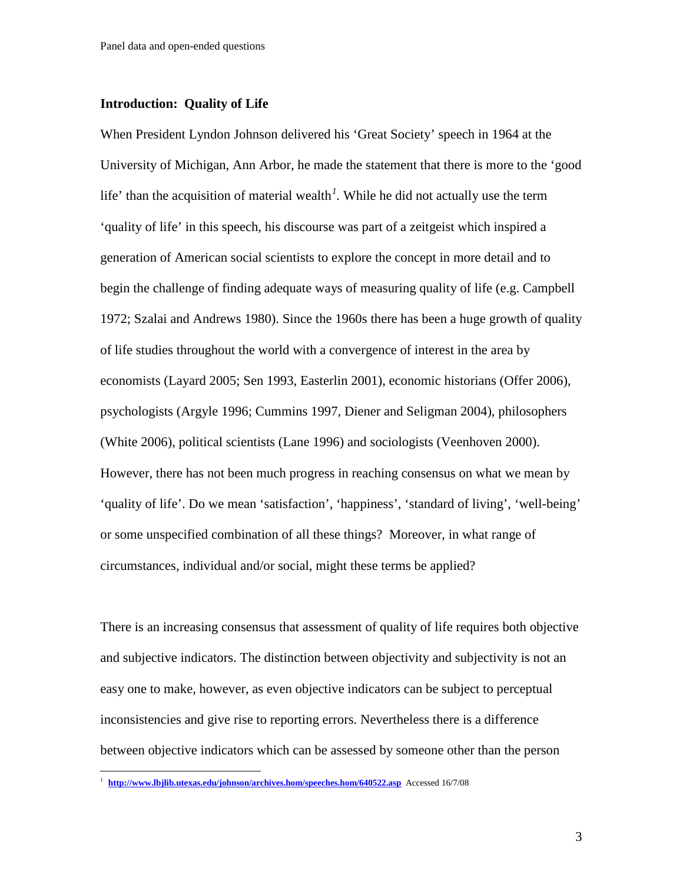## Introduction: Quality of Life

When President Lyndon Johnson delivered his 'Great Society' speech in 1964 at the University of Michigan, Ann Arbor, he made the statement that there is more to the 'good life' than the acquisition of material wealth[1]. While he did not actually use the term 'quality of life' in this speech, his discourse was part of a zeitgeist which inspired a generation of American social scientists to explore the concept in more detail and to begin the challenge of finding adequate ways of measuring quality of life (e.g. Campbell 1972; Szalai and Andrews 1980). Since the 1960s there has been a huge growth of quality of life studies throughout the world with a convergence of interest in the area by economists (Layard 2005; Sen 1993, Easterlin 2001), economic historians (Offer 2006), psychologists (Argyle 1996; Cummins 1997, Diener and Seligman 2004), philosophers (White 2006), political scientists (Lane 1996) and sociologists (Veenhoven 2000). However, there has not been much progress in reaching consensus on what we mean by 'quality of life'. Do we mean 'satisfaction', 'happiness', 'standard of living', 'well-being' or some unspecified combination of all these things? Moreover, in what range of circumstances, individual and/or social, might these terms be applied?

There is an increasing consensus that assessment of quality of life requires both objective and subjective indicators. The distinction between objectivity and subjectivity is not an easy one to make, however, as even objective indicators can be subject to perceptual inconsistencies and give rise to reporting errors. Nevertheless there is a difference between objective indicators which can be assessed by someone other than the person

---

[1] **http://www.lbjlib.utexas.edu/johnson/archives.hom/speeches.hom/640522.asp** Accessed 16/7/08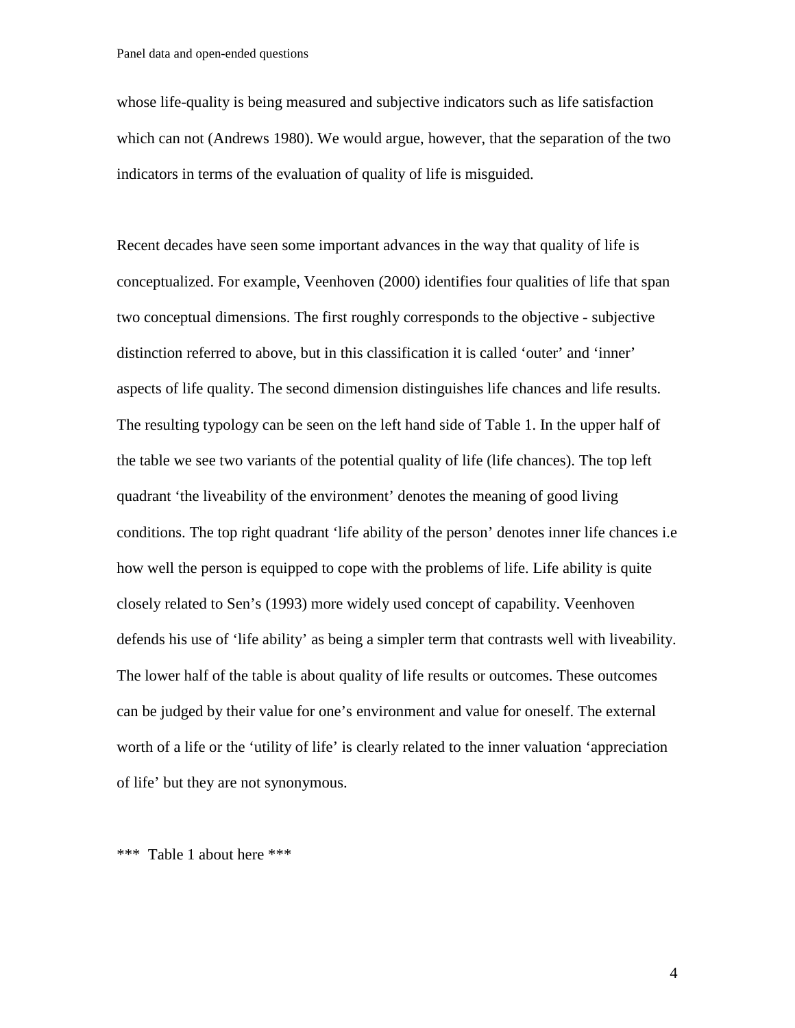whose life-quality is being measured and subjective indicators such as life satisfaction which can not (Andrews 1980). We would argue, however, that the separation of the two indicators in terms of the evaluation of quality of life is misguided.

Recent decades have seen some important advances in the way that quality of life is conceptualized. For example, Veenhoven (2000) identifies four qualities of life that span two conceptual dimensions. The first roughly corresponds to the objective - subjective distinction referred to above, but in this classification it is called 'outer' and 'inner' aspects of life quality. The second dimension distinguishes life chances and life results. The resulting typology can be seen on the left hand side of Table 1. In the upper half of the table we see two variants of the potential quality of life (life chances). The top left quadrant 'the liveability of the environment' denotes the meaning of good living conditions. The top right quadrant 'life ability of the person' denotes inner life chances i.e how well the person is equipped to cope with the problems of life. Life ability is quite closely related to Sen's (1993) more widely used concept of capability. Veenhoven defends his use of 'life ability' as being a simpler term that contrasts well with liveability. The lower half of the table is about quality of life results or outcomes. These outcomes can be judged by their value for one's environment and value for oneself. The external worth of a life or the 'utility of life' is clearly related to the inner valuation 'appreciation of life' but they are not synonymous.

*** Table 1 about here ***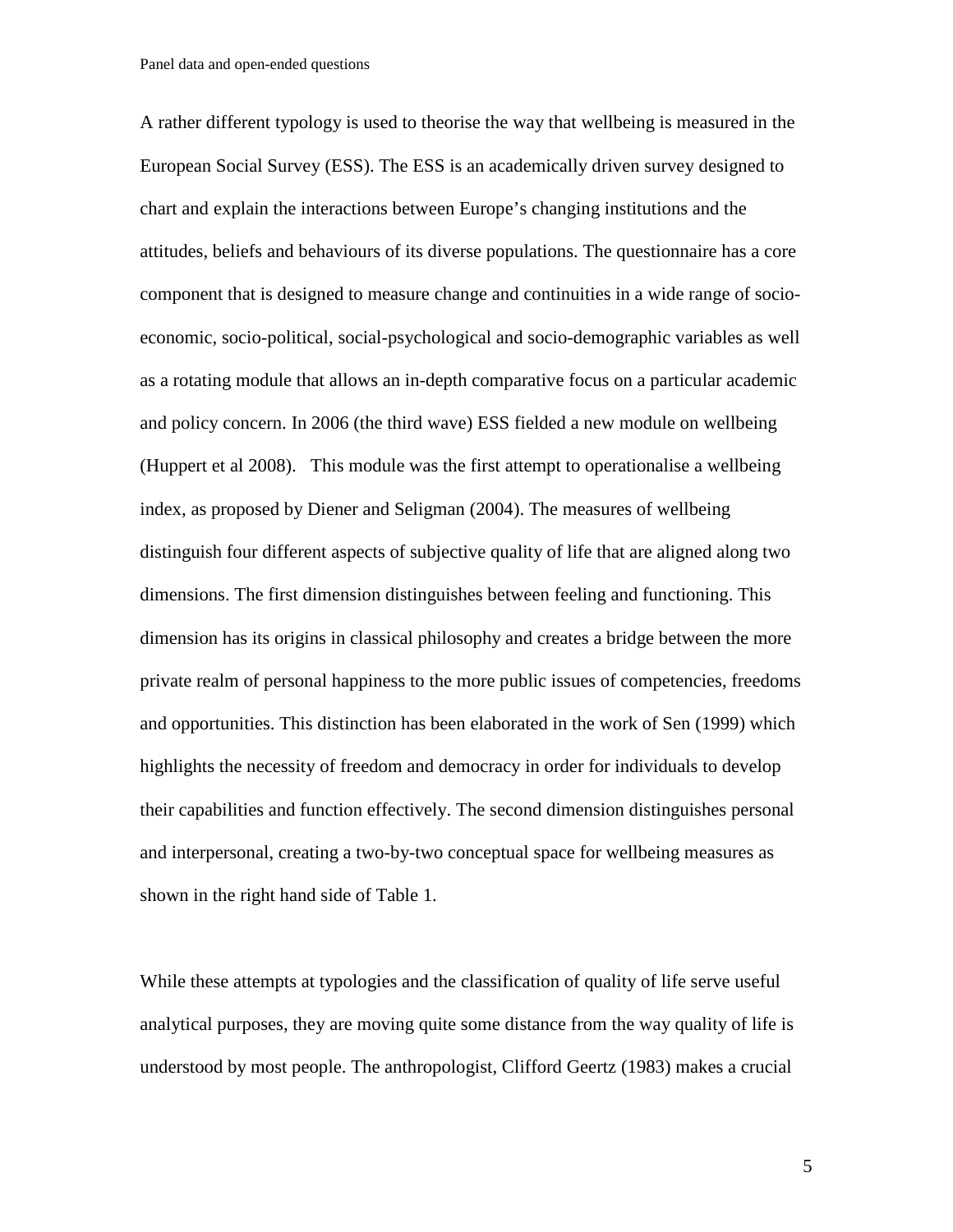A rather different typology is used to theorise the way that wellbeing is measured in the European Social Survey (ESS). The ESS is an academically driven survey designed to chart and explain the interactions between Europe's changing institutions and the attitudes, beliefs and behaviours of its diverse populations. The questionnaire has a core component that is designed to measure change and continuities in a wide range of socio-economic, socio-political, social-psychological and socio-demographic variables as well as a rotating module that allows an in-depth comparative focus on a particular academic and policy concern. In 2006 (the third wave) ESS fielded a new module on wellbeing (Huppert et al 2008). This module was the first attempt to operationalise a wellbeing index, as proposed by Diener and Seligman (2004). The measures of wellbeing distinguish four different aspects of subjective quality of life that are aligned along two dimensions. The first dimension distinguishes between feeling and functioning. This dimension has its origins in classical philosophy and creates a bridge between the more private realm of personal happiness to the more public issues of competencies, freedoms and opportunities. This distinction has been elaborated in the work of Sen (1999) which highlights the necessity of freedom and democracy in order for individuals to develop their capabilities and function effectively. The second dimension distinguishes personal and interpersonal, creating a two-by-two conceptual space for wellbeing measures as shown in the right hand side of Table 1.

While these attempts at typologies and the classification of quality of life serve useful analytical purposes, they are moving quite some distance from the way quality of life is understood by most people. The anthropologist, Clifford Geertz (1983) makes a crucial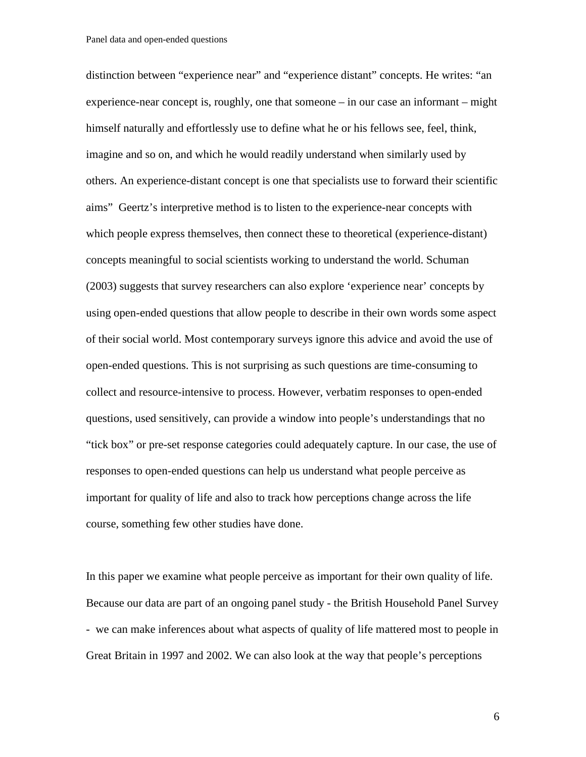distinction between “experience near” and “experience distant” concepts. He writes: “an experience-near concept is, roughly, one that someone – in our case an informant – might himself naturally and effortlessly use to define what he or his fellows see, feel, think, imagine and so on, and which he would readily understand when similarly used by others. An experience-distant concept is one that specialists use to forward their scientific aims” Geertz’s interpretive method is to listen to the experience-near concepts with which people express themselves, then connect these to theoretical (experience-distant) concepts meaningful to social scientists working to understand the world. Schuman (2003) suggests that survey researchers can also explore ‘experience near’ concepts by using open-ended questions that allow people to describe in their own words some aspect of their social world. Most contemporary surveys ignore this advice and avoid the use of open-ended questions. This is not surprising as such questions are time-consuming to collect and resource-intensive to process. However, verbatim responses to open-ended questions, used sensitively, can provide a window into people’s understandings that no “tick box” or pre-set response categories could adequately capture. In our case, the use of responses to open-ended questions can help us understand what people perceive as important for quality of life and also to track how perceptions change across the life course, something few other studies have done.

In this paper we examine what people perceive as important for their own quality of life. Because our data are part of an ongoing panel study - the British Household Panel Survey - we can make inferences about what aspects of quality of life mattered most to people in Great Britain in 1997 and 2002. We can also look at the way that people’s perceptions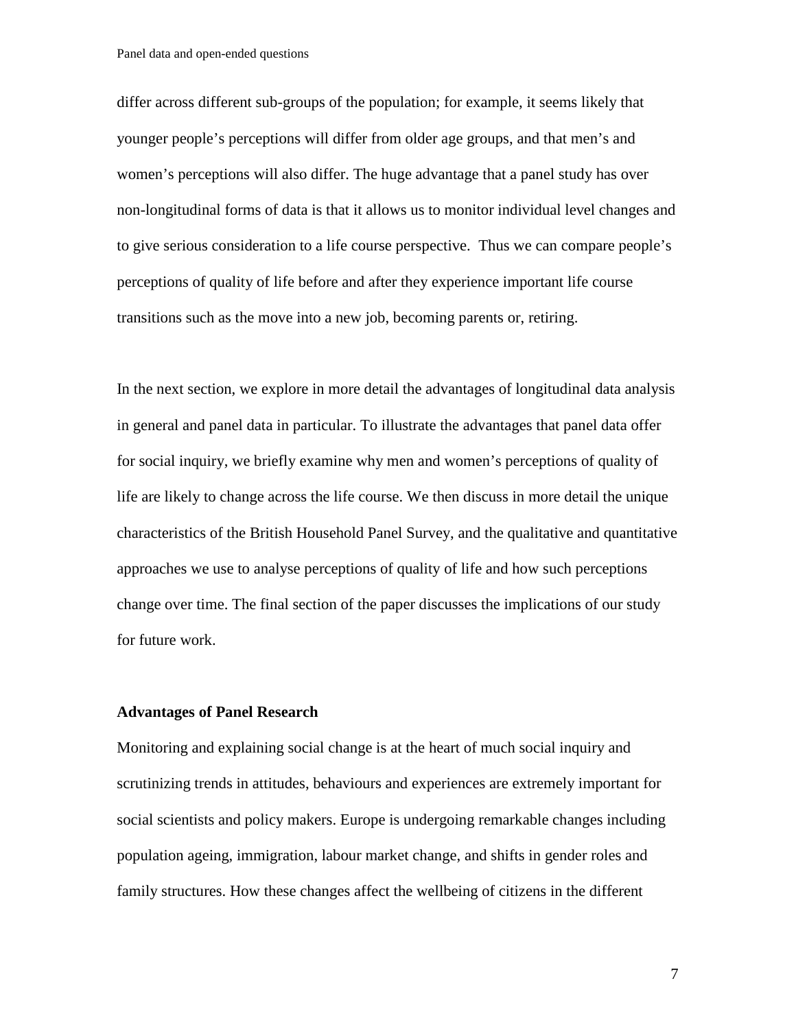differ across different sub-groups of the population; for example, it seems likely that younger people's perceptions will differ from older age groups, and that men's and women's perceptions will also differ. The huge advantage that a panel study has over non-longitudinal forms of data is that it allows us to monitor individual level changes and to give serious consideration to a life course perspective. Thus we can compare people's perceptions of quality of life before and after they experience important life course transitions such as the move into a new job, becoming parents or, retiring.

In the next section, we explore in more detail the advantages of longitudinal data analysis in general and panel data in particular. To illustrate the advantages that panel data offer for social inquiry, we briefly examine why men and women's perceptions of quality of life are likely to change across the life course. We then discuss in more detail the unique characteristics of the British Household Panel Survey, and the qualitative and quantitative approaches we use to analyse perceptions of quality of life and how such perceptions change over time. The final section of the paper discusses the implications of our study for future work.

**Advantages of Panel Research**

Monitoring and explaining social change is at the heart of much social inquiry and scrutinizing trends in attitudes, behaviours and experiences are extremely important for social scientists and policy makers. Europe is undergoing remarkable changes including population ageing, immigration, labour market change, and shifts in gender roles and family structures. How these changes affect the wellbeing of citizens in the different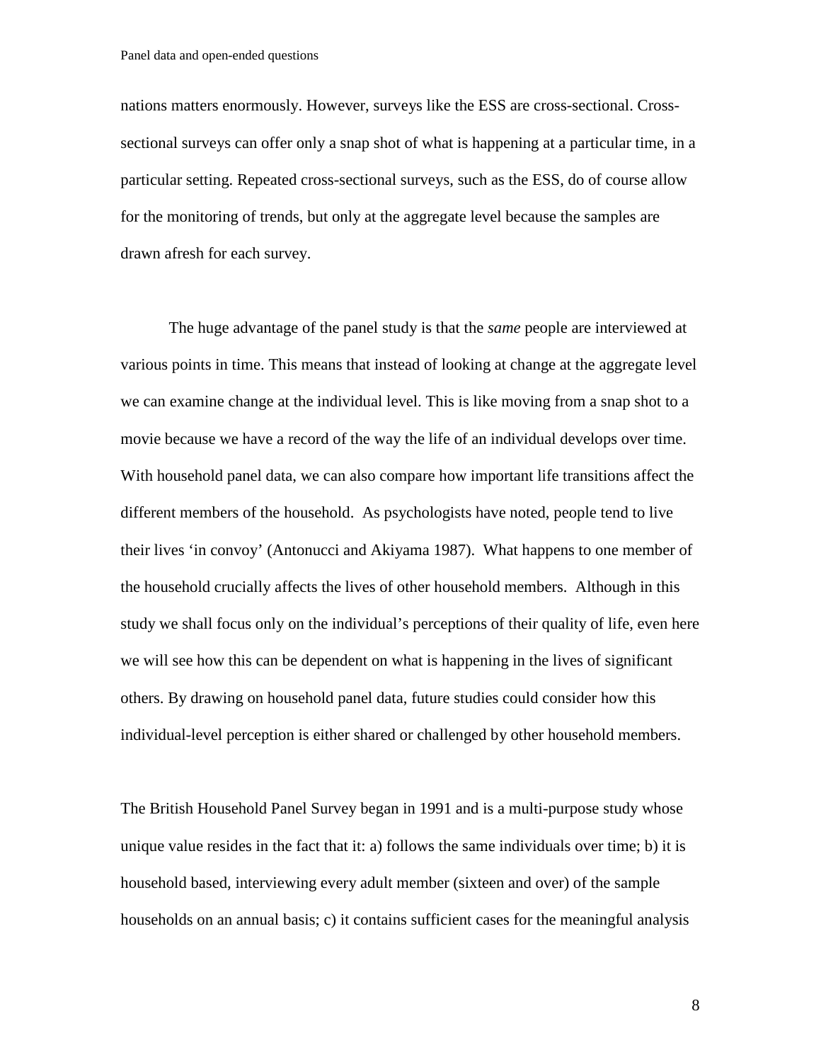nations matters enormously. However, surveys like the ESS are cross-sectional. Cross-sectional surveys can offer only a snap shot of what is happening at a particular time, in a particular setting. Repeated cross-sectional surveys, such as the ESS, do of course allow for the monitoring of trends, but only at the aggregate level because the samples are drawn afresh for each survey.

The huge advantage of the panel study is that the *same* people are interviewed at various points in time. This means that instead of looking at change at the aggregate level we can examine change at the individual level. This is like moving from a snap shot to a movie because we have a record of the way the life of an individual develops over time. With household panel data, we can also compare how important life transitions affect the different members of the household. As psychologists have noted, people tend to live their lives 'in convoy' (Antonucci and Akiyama 1987). What happens to one member of the household crucially affects the lives of other household members. Although in this study we shall focus only on the individual's perceptions of their quality of life, even here we will see how this can be dependent on what is happening in the lives of significant others. By drawing on household panel data, future studies could consider how this individual-level perception is either shared or challenged by other household members.

The British Household Panel Survey began in 1991 and is a multi-purpose study whose unique value resides in the fact that it: a) follows the same individuals over time; b) it is household based, interviewing every adult member (sixteen and over) of the sample households on an annual basis; c) it contains sufficient cases for the meaningful analysis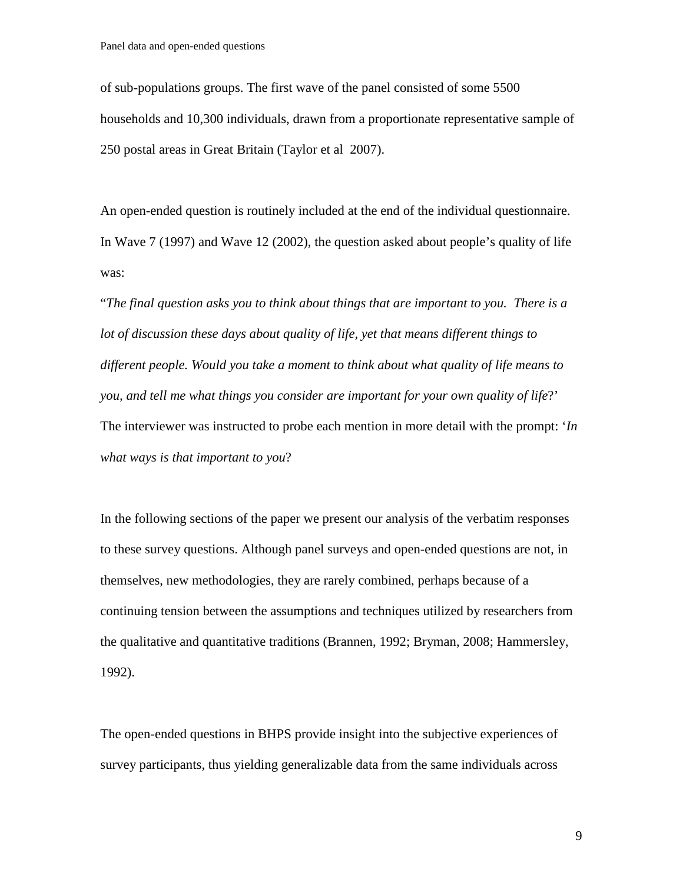of sub-populations groups. The first wave of the panel consisted of some 5500 households and 10,300 individuals, drawn from a proportionate representative sample of 250 postal areas in Great Britain (Taylor et al 2007).

An open-ended question is routinely included at the end of the individual questionnaire. In Wave 7 (1997) and Wave 12 (2002), the question asked about people's quality of life was:

"*The final question asks you to think about things that are important to you. There is a lot of discussion these days about quality of life, yet that means different things to different people. Would you take a moment to think about what quality of life means to you, and tell me what things you consider are important for your own quality of life*?' The interviewer was instructed to probe each mention in more detail with the prompt: '*In what ways is that important to you*?

In the following sections of the paper we present our analysis of the verbatim responses to these survey questions. Although panel surveys and open-ended questions are not, in themselves, new methodologies, they are rarely combined, perhaps because of a continuing tension between the assumptions and techniques utilized by researchers from the qualitative and quantitative traditions (Brannen, 1992; Bryman, 2008; Hammersley, 1992).

The open-ended questions in BHPS provide insight into the subjective experiences of survey participants, thus yielding generalizable data from the same individuals across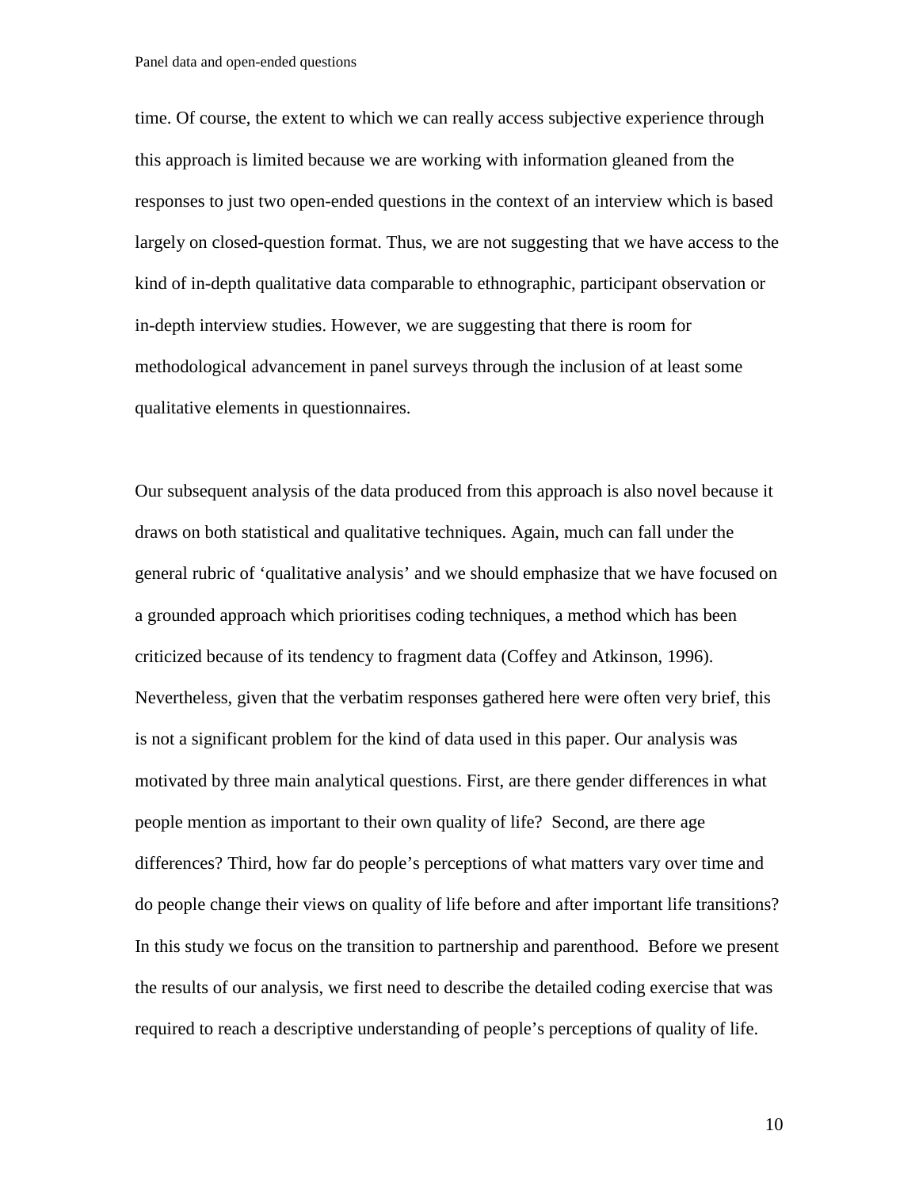time. Of course, the extent to which we can really access subjective experience through this approach is limited because we are working with information gleaned from the responses to just two open-ended questions in the context of an interview which is based largely on closed-question format. Thus, we are not suggesting that we have access to the kind of in-depth qualitative data comparable to ethnographic, participant observation or in-depth interview studies. However, we are suggesting that there is room for methodological advancement in panel surveys through the inclusion of at least some qualitative elements in questionnaires.

Our subsequent analysis of the data produced from this approach is also novel because it draws on both statistical and qualitative techniques. Again, much can fall under the general rubric of 'qualitative analysis' and we should emphasize that we have focused on a grounded approach which prioritises coding techniques, a method which has been criticized because of its tendency to fragment data (Coffey and Atkinson, 1996). Nevertheless, given that the verbatim responses gathered here were often very brief, this is not a significant problem for the kind of data used in this paper. Our analysis was motivated by three main analytical questions. First, are there gender differences in what people mention as important to their own quality of life? Second, are there age differences? Third, how far do people's perceptions of what matters vary over time and do people change their views on quality of life before and after important life transitions? In this study we focus on the transition to partnership and parenthood. Before we present the results of our analysis, we first need to describe the detailed coding exercise that was required to reach a descriptive understanding of people's perceptions of quality of life.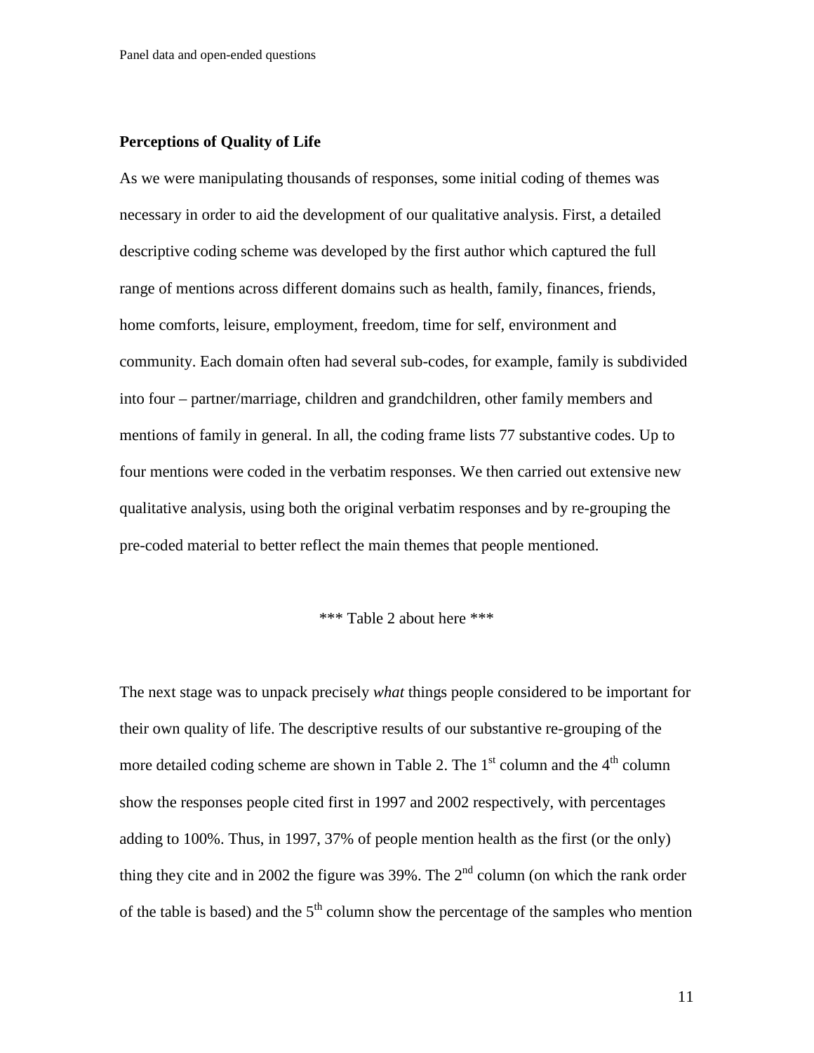## Perceptions of Quality of Life

As we were manipulating thousands of responses, some initial coding of themes was necessary in order to aid the development of our qualitative analysis. First, a detailed descriptive coding scheme was developed by the first author which captured the full range of mentions across different domains such as health, family, finances, friends, home comforts, leisure, employment, freedom, time for self, environment and community. Each domain often had several sub-codes, for example, family is subdivided into four – partner/marriage, children and grandchildren, other family members and mentions of family in general. In all, the coding frame lists 77 substantive codes. Up to four mentions were coded in the verbatim responses. We then carried out extensive new qualitative analysis, using both the original verbatim responses and by re-grouping the pre-coded material to better reflect the main themes that people mentioned.

\*\*\* Table 2 about here \*\*\*

The next stage was to unpack precisely *what* things people considered to be important for their own quality of life. The descriptive results of our substantive re-grouping of the more detailed coding scheme are shown in Table 2. The 1st column and the 4th column show the responses people cited first in 1997 and 2002 respectively, with percentages adding to 100%. Thus, in 1997, 37% of people mention health as the first (or the only) thing they cite and in 2002 the figure was 39%. The 2nd column (on which the rank order of the table is based) and the 5th column show the percentage of the samples who mention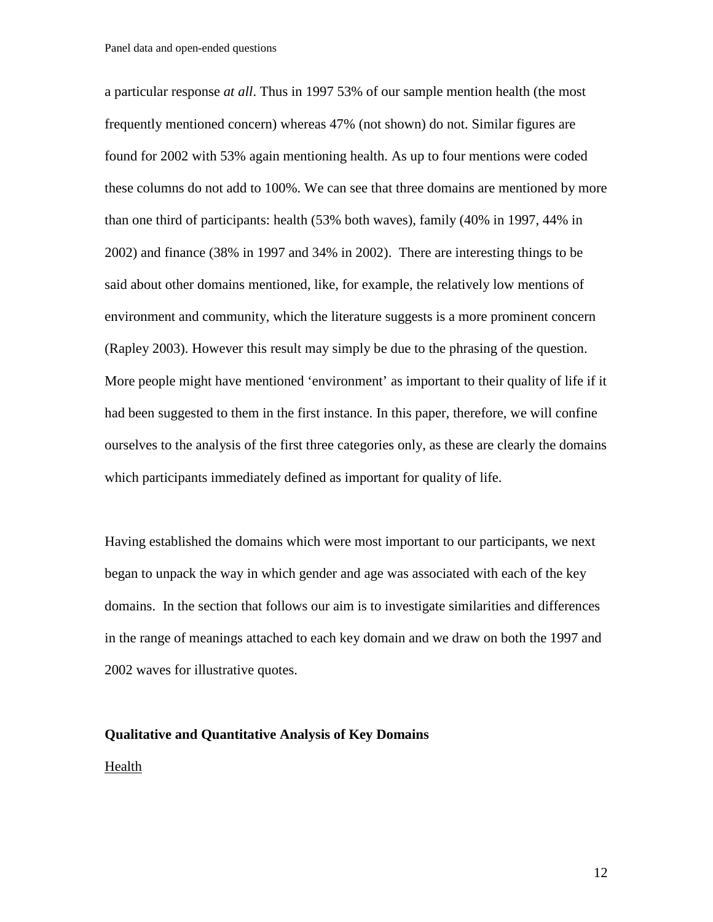a particular response *at all*. Thus in 1997 53% of our sample mention health (the most frequently mentioned concern) whereas 47% (not shown) do not. Similar figures are found for 2002 with 53% again mentioning health. As up to four mentions were coded these columns do not add to 100%. We can see that three domains are mentioned by more than one third of participants: health (53% both waves), family (40% in 1997, 44% in 2002) and finance (38% in 1997 and 34% in 2002). There are interesting things to be said about other domains mentioned, like, for example, the relatively low mentions of environment and community, which the literature suggests is a more prominent concern (Rapley 2003). However this result may simply be due to the phrasing of the question. More people might have mentioned 'environment' as important to their quality of life if it had been suggested to them in the first instance. In this paper, therefore, we will confine ourselves to the analysis of the first three categories only, as these are clearly the domains which participants immediately defined as important for quality of life.

Having established the domains which were most important to our participants, we next began to unpack the way in which gender and age was associated with each of the key domains. In the section that follows our aim is to investigate similarities and differences in the range of meanings attached to each key domain and we draw on both the 1997 and 2002 waves for illustrative quotes.

**Qualitative and Quantitative Analysis of Key Domains**

Health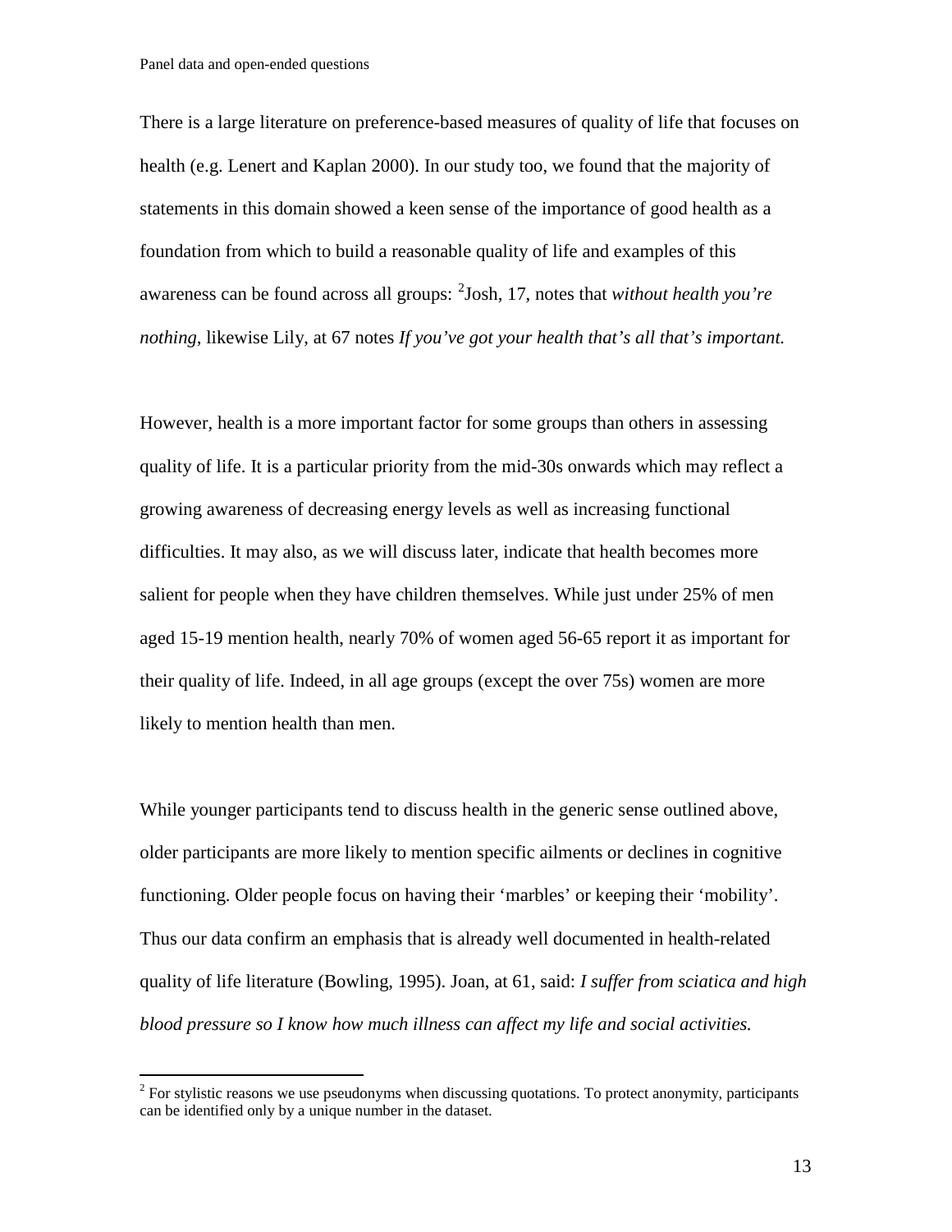There is a large literature on preference-based measures of quality of life that focuses on health (e.g. Lenert and Kaplan 2000). In our study too, we found that the majority of statements in this domain showed a keen sense of the importance of good health as a foundation from which to build a reasonable quality of life and examples of this awareness can be found across all groups: [2]Josh, 17, notes that *without health you're nothing*, likewise Lily, at 67 notes *If you've got your health that's all that's important.*

However, health is a more important factor for some groups than others in assessing quality of life. It is a particular priority from the mid-30s onwards which may reflect a growing awareness of decreasing energy levels as well as increasing functional difficulties. It may also, as we will discuss later, indicate that health becomes more salient for people when they have children themselves. While just under 25% of men aged 15-19 mention health, nearly 70% of women aged 56-65 report it as important for their quality of life. Indeed, in all age groups (except the over 75s) women are more likely to mention health than men.

While younger participants tend to discuss health in the generic sense outlined above, older participants are more likely to mention specific ailments or declines in cognitive functioning. Older people focus on having their 'marbles' or keeping their 'mobility'. Thus our data confirm an emphasis that is already well documented in health-related quality of life literature (Bowling, 1995). Joan, at 61, said: *I suffer from sciatica and high blood pressure so I know how much illness can affect my life and social activities.*

[2] For stylistic reasons we use pseudonyms when discussing quotations. To protect anonymity, participants can be identified only by a unique number in the dataset.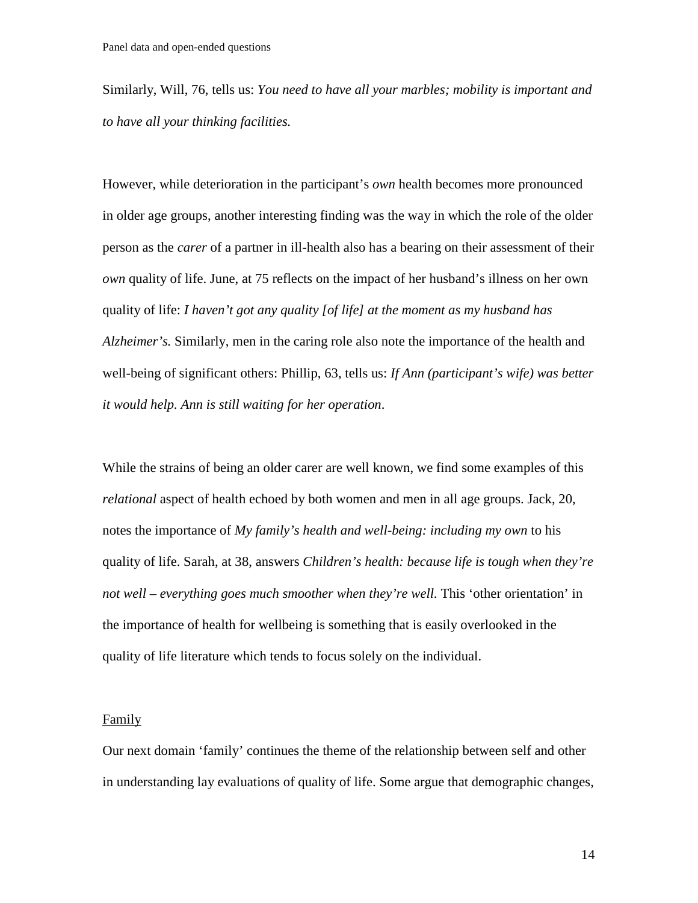Similarly, Will, 76, tells us: *You need to have all your marbles; mobility is important and to have all your thinking facilities.*

However, while deterioration in the participant's *own* health becomes more pronounced in older age groups, another interesting finding was the way in which the role of the older person as the *carer* of a partner in ill-health also has a bearing on their assessment of their *own* quality of life. June, at 75 reflects on the impact of her husband's illness on her own quality of life: *I haven't got any quality [of life] at the moment as my husband has Alzheimer's.* Similarly, men in the caring role also note the importance of the health and well-being of significant others: Phillip, 63, tells us: *If Ann (participant's wife) was better it would help. Ann is still waiting for her operation*.

While the strains of being an older carer are well known, we find some examples of this *relational* aspect of health echoed by both women and men in all age groups. Jack, 20, notes the importance of *My family's health and well-being: including my own* to his quality of life. Sarah, at 38, answers *Children's health: because life is tough when they're not well – everything goes much smoother when they're well.* This 'other orientation' in the importance of health for wellbeing is something that is easily overlooked in the quality of life literature which tends to focus solely on the individual.

<u>Family</u>

Our next domain 'family' continues the theme of the relationship between self and other in understanding lay evaluations of quality of life. Some argue that demographic changes,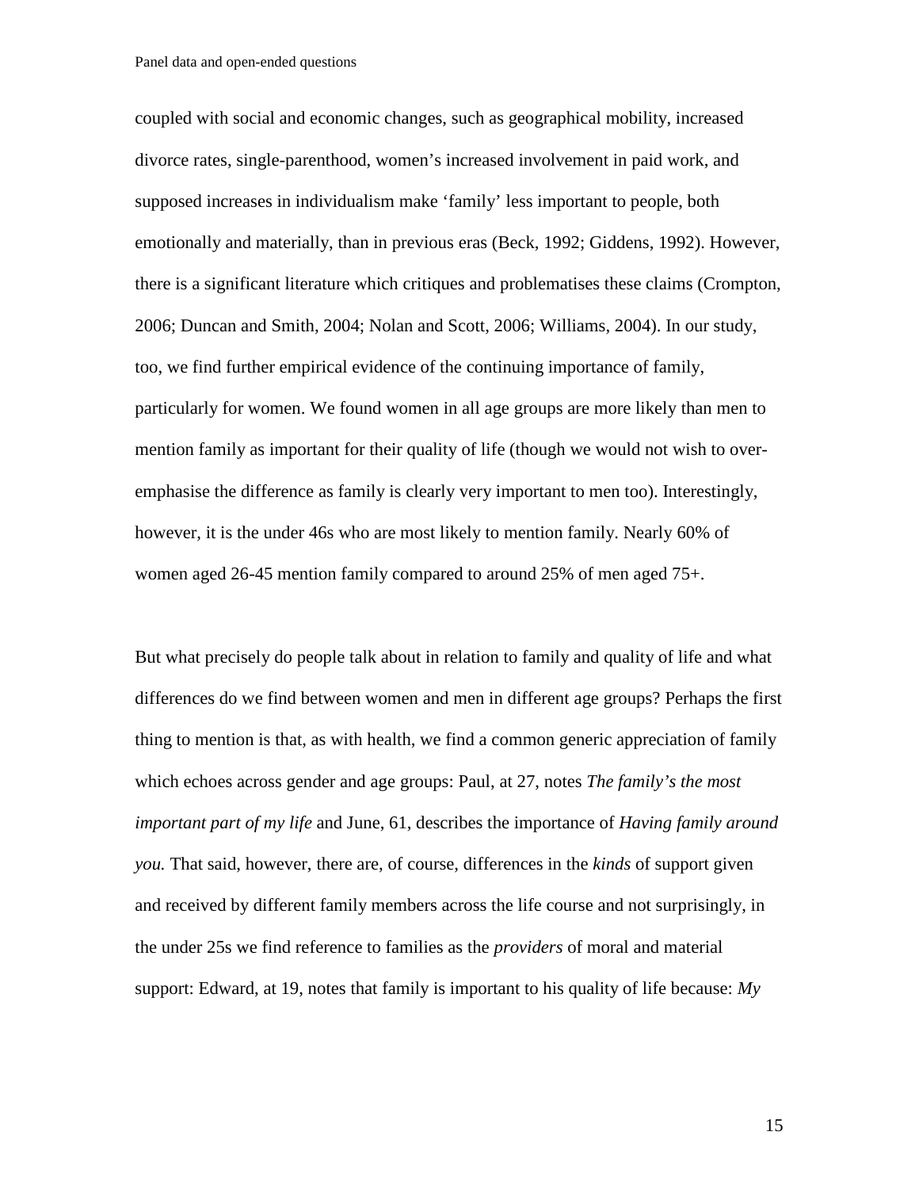coupled with social and economic changes, such as geographical mobility, increased divorce rates, single-parenthood, women's increased involvement in paid work, and supposed increases in individualism make 'family' less important to people, both emotionally and materially, than in previous eras (Beck, 1992; Giddens, 1992). However, there is a significant literature which critiques and problematises these claims (Crompton, 2006; Duncan and Smith, 2004; Nolan and Scott, 2006; Williams, 2004). In our study, too, we find further empirical evidence of the continuing importance of family, particularly for women. We found women in all age groups are more likely than men to mention family as important for their quality of life (though we would not wish to over-emphasise the difference as family is clearly very important to men too). Interestingly, however, it is the under 46s who are most likely to mention family. Nearly 60% of women aged 26-45 mention family compared to around 25% of men aged 75+.

But what precisely do people talk about in relation to family and quality of life and what differences do we find between women and men in different age groups? Perhaps the first thing to mention is that, as with health, we find a common generic appreciation of family which echoes across gender and age groups: Paul, at 27, notes *The family's the most important part of my life* and June, 61, describes the importance of *Having family around you.* That said, however, there are, of course, differences in the *kinds* of support given and received by different family members across the life course and not surprisingly, in the under 25s we find reference to families as the *providers* of moral and material support: Edward, at 19, notes that family is important to his quality of life because: *My*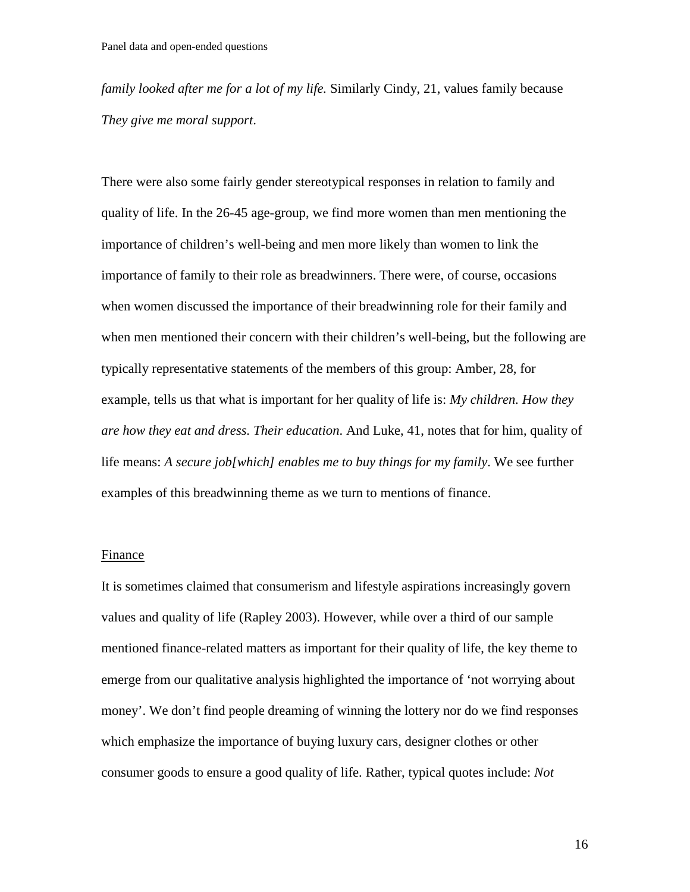*family looked after me for a lot of my life.* Similarly Cindy, 21, values family because *They give me moral support*.

There were also some fairly gender stereotypical responses in relation to family and quality of life. In the 26-45 age-group, we find more women than men mentioning the importance of children's well-being and men more likely than women to link the importance of family to their role as breadwinners. There were, of course, occasions when women discussed the importance of their breadwinning role for their family and when men mentioned their concern with their children's well-being, but the following are typically representative statements of the members of this group: Amber, 28, for example, tells us that what is important for her quality of life is: *My children. How they are how they eat and dress. Their education*. And Luke, 41, notes that for him, quality of life means: *A secure job[which] enables me to buy things for my family*. We see further examples of this breadwinning theme as we turn to mentions of finance.

## Finance

It is sometimes claimed that consumerism and lifestyle aspirations increasingly govern values and quality of life (Rapley 2003). However, while over a third of our sample mentioned finance-related matters as important for their quality of life, the key theme to emerge from our qualitative analysis highlighted the importance of 'not worrying about money'. We don't find people dreaming of winning the lottery nor do we find responses which emphasize the importance of buying luxury cars, designer clothes or other consumer goods to ensure a good quality of life. Rather, typical quotes include: *Not*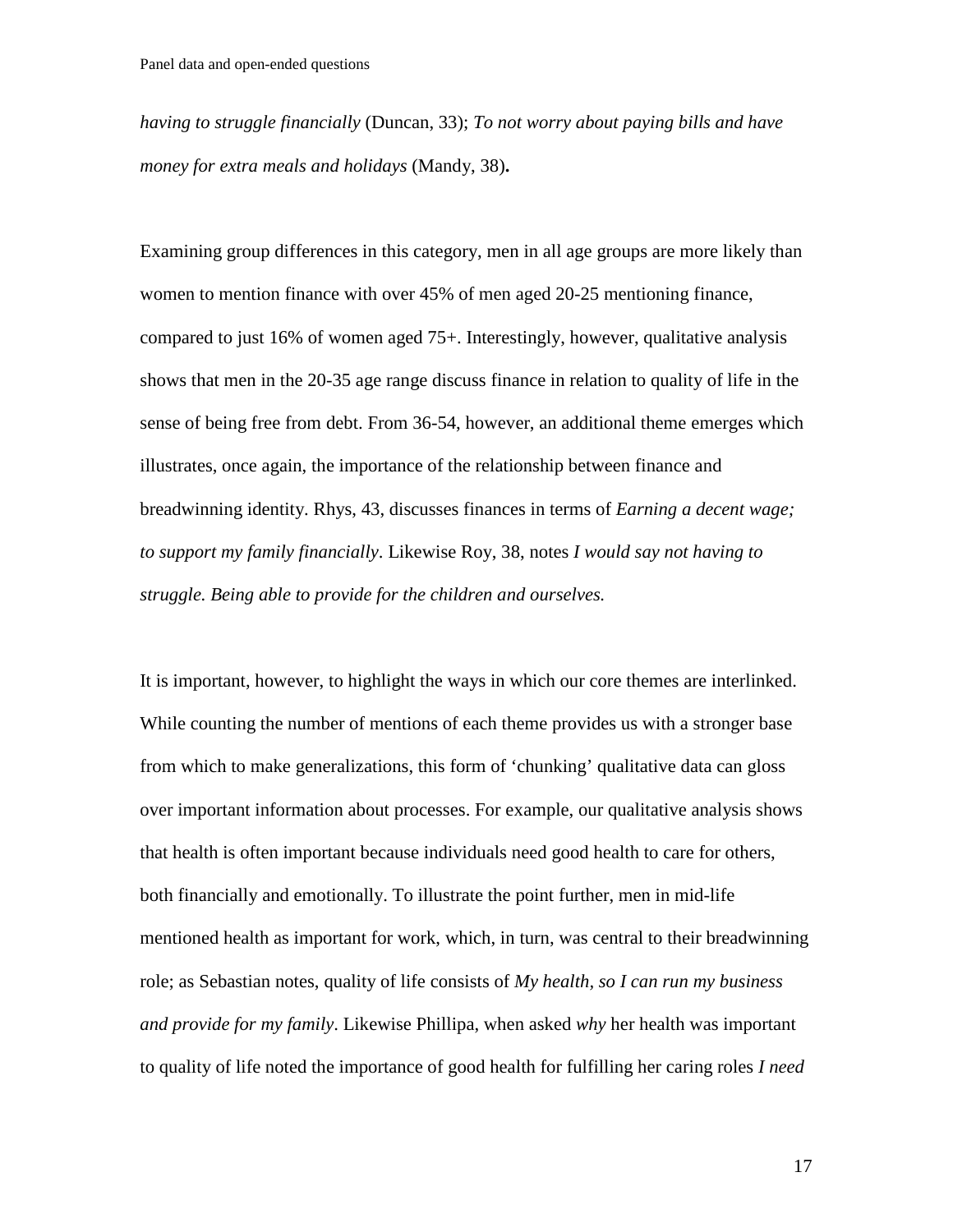*having to struggle financially* (Duncan, 33); *To not worry about paying bills and have money for extra meals and holidays* (Mandy, 38)**.**

Examining group differences in this category, men in all age groups are more likely than women to mention finance with over 45% of men aged 20-25 mentioning finance, compared to just 16% of women aged 75+. Interestingly, however, qualitative analysis shows that men in the 20-35 age range discuss finance in relation to quality of life in the sense of being free from debt. From 36-54, however, an additional theme emerges which illustrates, once again, the importance of the relationship between finance and breadwinning identity. Rhys, 43, discusses finances in terms of *Earning a decent wage; to support my family financially*. Likewise Roy, 38, notes *I would say not having to struggle. Being able to provide for the children and ourselves.*

It is important, however, to highlight the ways in which our core themes are interlinked. While counting the number of mentions of each theme provides us with a stronger base from which to make generalizations, this form of 'chunking' qualitative data can gloss over important information about processes. For example, our qualitative analysis shows that health is often important because individuals need good health to care for others, both financially and emotionally. To illustrate the point further, men in mid-life mentioned health as important for work, which, in turn, was central to their breadwinning role; as Sebastian notes, quality of life consists of *My health, so I can run my business and provide for my family*. Likewise Phillipa, when asked *why* her health was important to quality of life noted the importance of good health for fulfilling her caring roles *I need*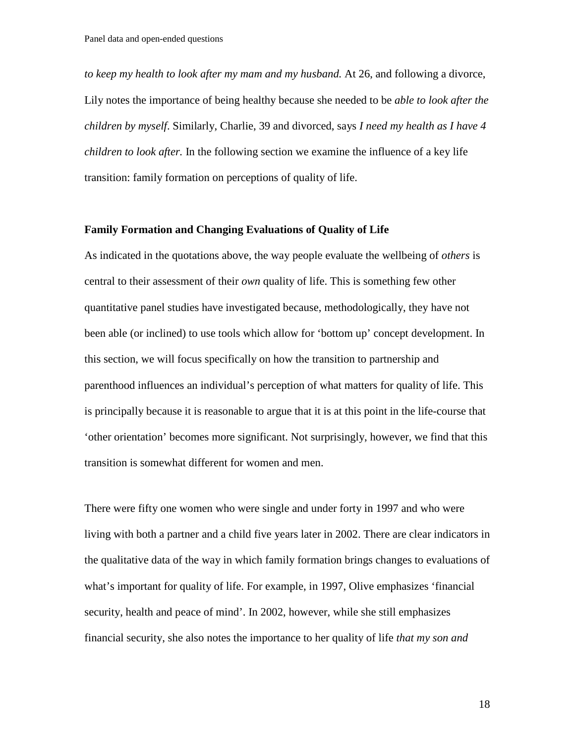*to keep my health to look after my mam and my husband.* At 26, and following a divorce, Lily notes the importance of being healthy because she needed to be *able to look after the children by myself*. Similarly, Charlie, 39 and divorced, says *I need my health as I have 4 children to look after.* In the following section we examine the influence of a key life transition: family formation on perceptions of quality of life.

### Family Formation and Changing Evaluations of Quality of Life

As indicated in the quotations above, the way people evaluate the wellbeing of *others* is central to their assessment of their *own* quality of life. This is something few other quantitative panel studies have investigated because, methodologically, they have not been able (or inclined) to use tools which allow for 'bottom up' concept development. In this section, we will focus specifically on how the transition to partnership and parenthood influences an individual's perception of what matters for quality of life. This is principally because it is reasonable to argue that it is at this point in the life-course that 'other orientation' becomes more significant. Not surprisingly, however, we find that this transition is somewhat different for women and men.

There were fifty one women who were single and under forty in 1997 and who were living with both a partner and a child five years later in 2002. There are clear indicators in the qualitative data of the way in which family formation brings changes to evaluations of what's important for quality of life. For example, in 1997, Olive emphasizes 'financial security, health and peace of mind'. In 2002, however, while she still emphasizes financial security, she also notes the importance to her quality of life *that my son and*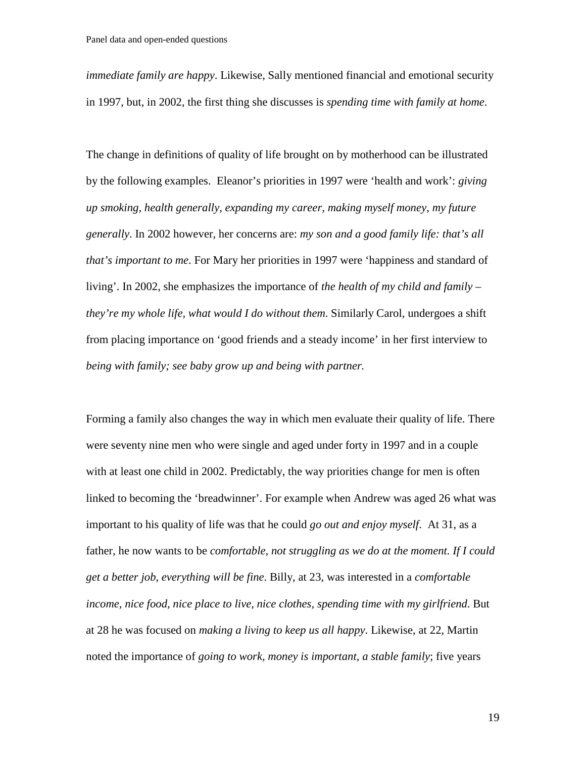*immediate family are happy*. Likewise, Sally mentioned financial and emotional security in 1997, but, in 2002, the first thing she discusses is *spending time with family at home*.

The change in definitions of quality of life brought on by motherhood can be illustrated by the following examples. Eleanor's priorities in 1997 were 'health and work': *giving up smoking, health generally, expanding my career, making myself money, my future generally*. In 2002 however, her concerns are: *my son and a good family life: that's all that's important to me*. For Mary her priorities in 1997 were 'happiness and standard of living'. In 2002, she emphasizes the importance of *the health of my child and family – they're my whole life, what would I do without them*. Similarly Carol, undergoes a shift from placing importance on 'good friends and a steady income' in her first interview to *being with family; see baby grow up and being with partner.*

Forming a family also changes the way in which men evaluate their quality of life. There were seventy nine men who were single and aged under forty in 1997 and in a couple with at least one child in 2002. Predictably, the way priorities change for men is often linked to becoming the 'breadwinner'. For example when Andrew was aged 26 what was important to his quality of life was that he could *go out and enjoy myself*. At 31, as a father, he now wants to be *comfortable, not struggling as we do at the moment. If I could get a better job, everything will be fine*. Billy, at 23, was interested in a *comfortable income, nice food, nice place to live, nice clothes, spending time with my girlfriend*. But at 28 he was focused on *making a living to keep us all happy*. Likewise, at 22, Martin noted the importance of *going to work, money is important, a stable family*; five years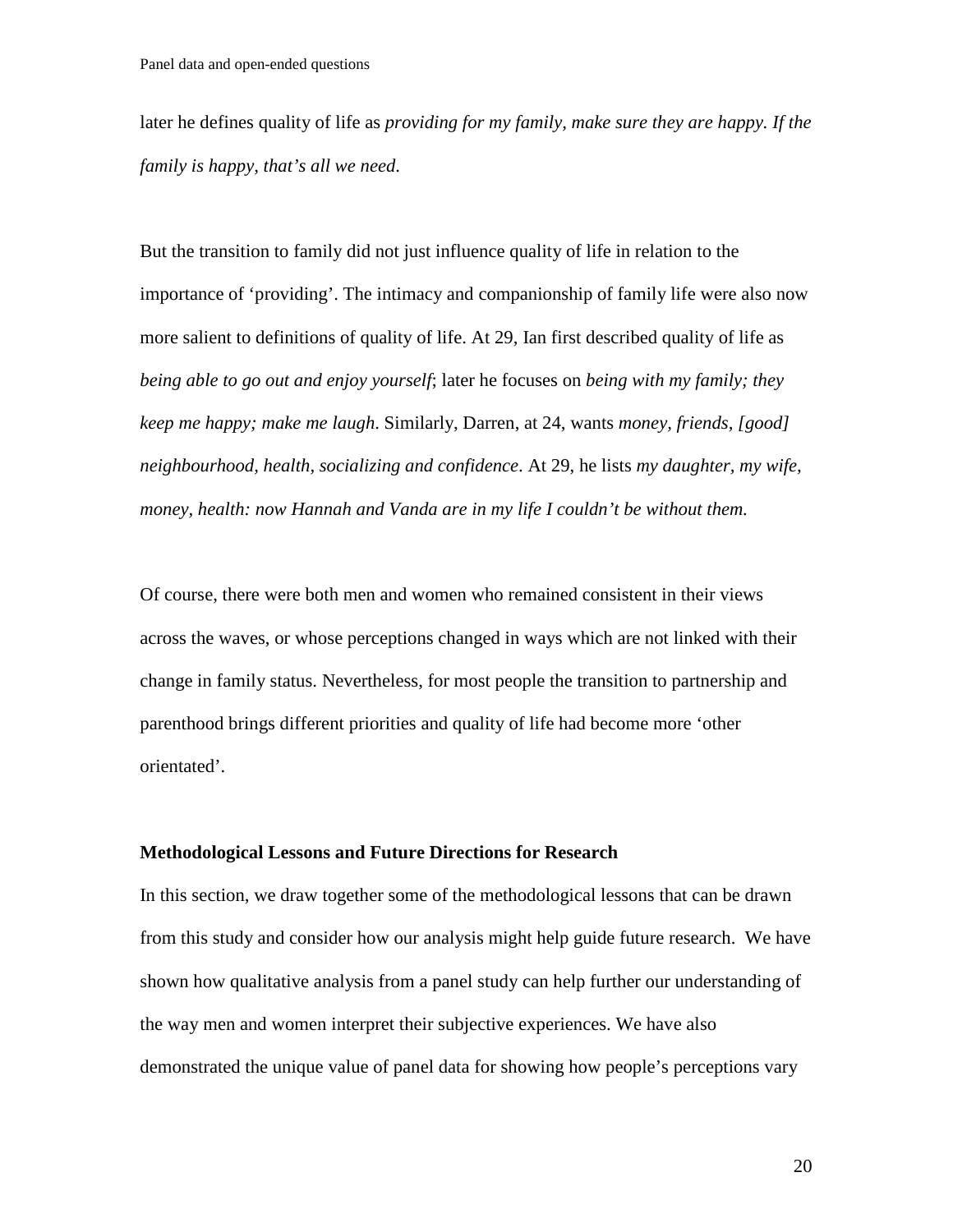later he defines quality of life as *providing for my family, make sure they are happy. If the family is happy, that's all we need*.

But the transition to family did not just influence quality of life in relation to the importance of 'providing'. The intimacy and companionship of family life were also now more salient to definitions of quality of life. At 29, Ian first described quality of life as *being able to go out and enjoy yourself*; later he focuses on *being with my family; they keep me happy; make me laugh*. Similarly, Darren, at 24, wants *money, friends, [good] neighbourhood, health, socializing and confidence*. At 29, he lists *my daughter, my wife, money, health: now Hannah and Vanda are in my life I couldn't be without them.*

Of course, there were both men and women who remained consistent in their views across the waves, or whose perceptions changed in ways which are not linked with their change in family status. Nevertheless, for most people the transition to partnership and parenthood brings different priorities and quality of life had become more 'other orientated'.

## Methodological Lessons and Future Directions for Research

In this section, we draw together some of the methodological lessons that can be drawn from this study and consider how our analysis might help guide future research. We have shown how qualitative analysis from a panel study can help further our understanding of the way men and women interpret their subjective experiences. We have also demonstrated the unique value of panel data for showing how people's perceptions vary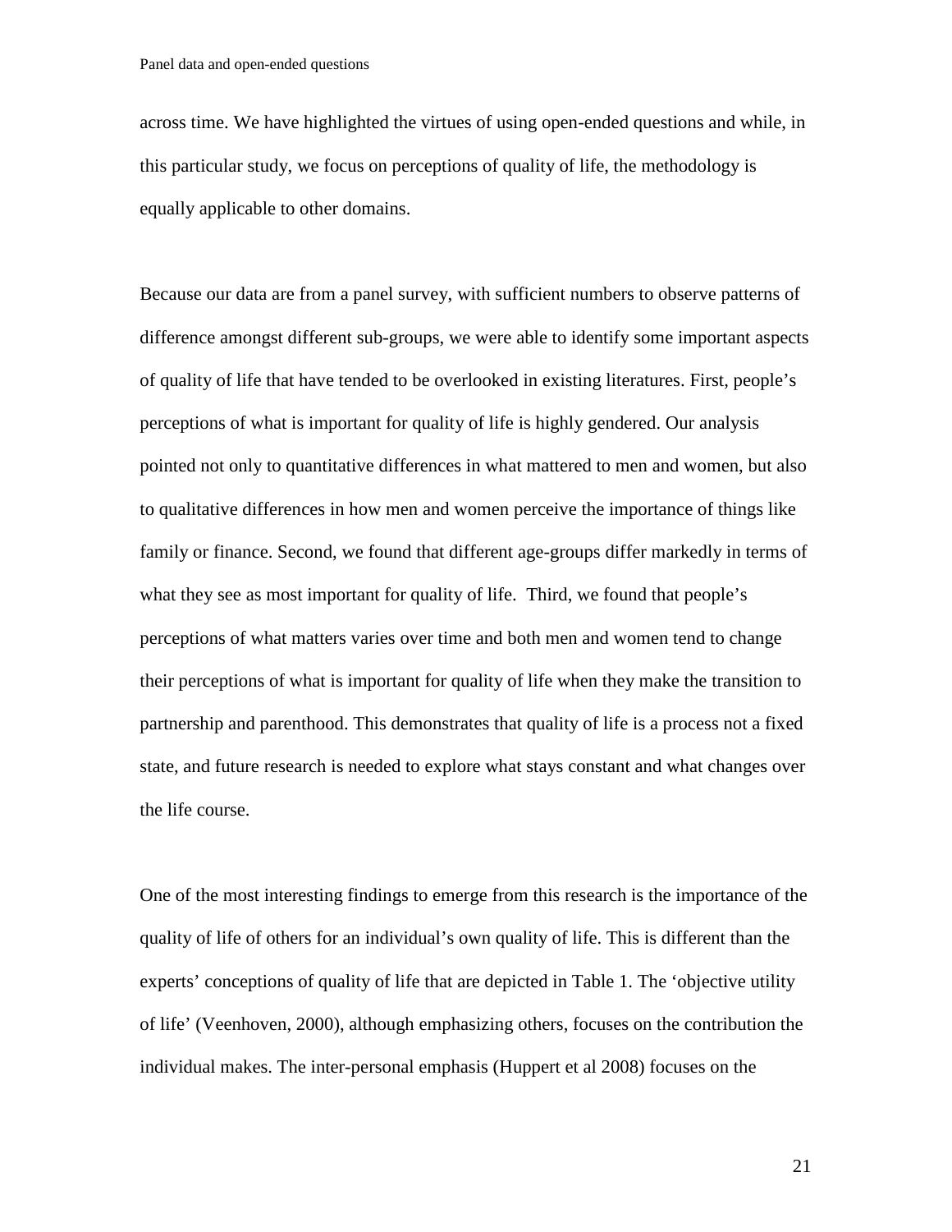across time. We have highlighted the virtues of using open-ended questions and while, in this particular study, we focus on perceptions of quality of life, the methodology is equally applicable to other domains.

Because our data are from a panel survey, with sufficient numbers to observe patterns of difference amongst different sub-groups, we were able to identify some important aspects of quality of life that have tended to be overlooked in existing literatures. First, people's perceptions of what is important for quality of life is highly gendered. Our analysis pointed not only to quantitative differences in what mattered to men and women, but also to qualitative differences in how men and women perceive the importance of things like family or finance. Second, we found that different age-groups differ markedly in terms of what they see as most important for quality of life. Third, we found that people's perceptions of what matters varies over time and both men and women tend to change their perceptions of what is important for quality of life when they make the transition to partnership and parenthood. This demonstrates that quality of life is a process not a fixed state, and future research is needed to explore what stays constant and what changes over the life course.

One of the most interesting findings to emerge from this research is the importance of the quality of life of others for an individual's own quality of life. This is different than the experts' conceptions of quality of life that are depicted in Table 1. The 'objective utility of life' (Veenhoven, 2000), although emphasizing others, focuses on the contribution the individual makes. The inter-personal emphasis (Huppert et al 2008) focuses on the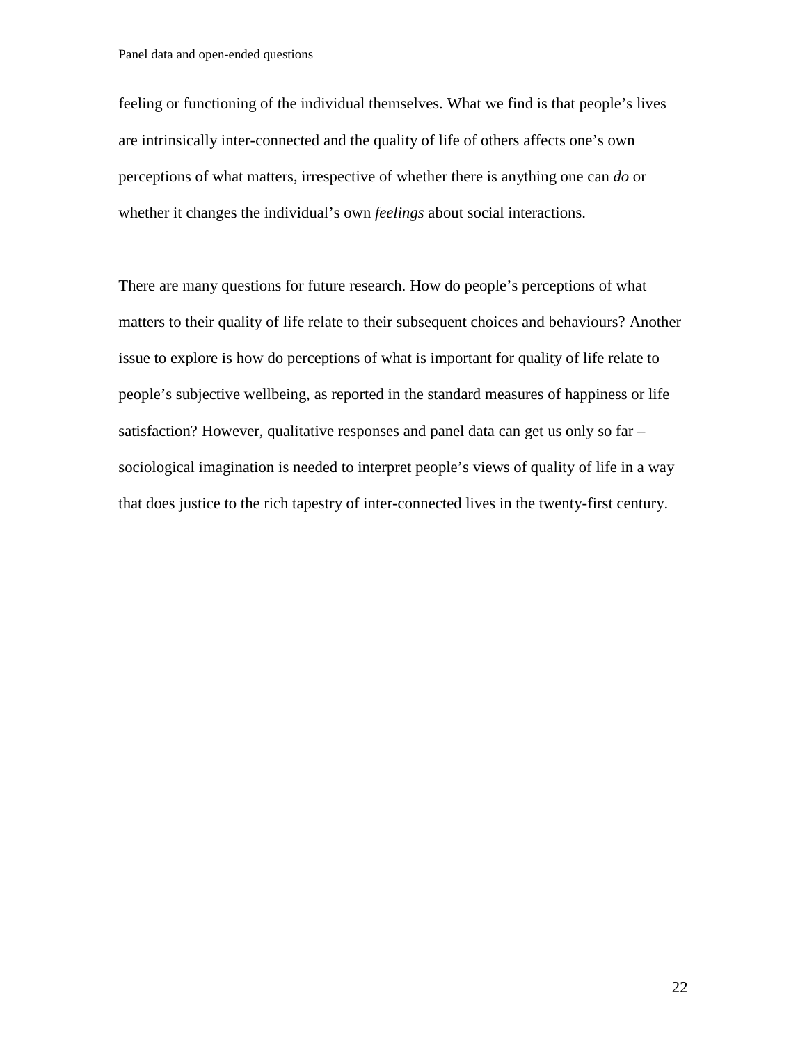feeling or functioning of the individual themselves. What we find is that people's lives are intrinsically inter-connected and the quality of life of others affects one's own perceptions of what matters, irrespective of whether there is anything one can *do* or whether it changes the individual's own *feelings* about social interactions.

There are many questions for future research. How do people's perceptions of what matters to their quality of life relate to their subsequent choices and behaviours? Another issue to explore is how do perceptions of what is important for quality of life relate to people's subjective wellbeing, as reported in the standard measures of happiness or life satisfaction? However, qualitative responses and panel data can get us only so far – sociological imagination is needed to interpret people's views of quality of life in a way that does justice to the rich tapestry of inter-connected lives in the twenty-first century.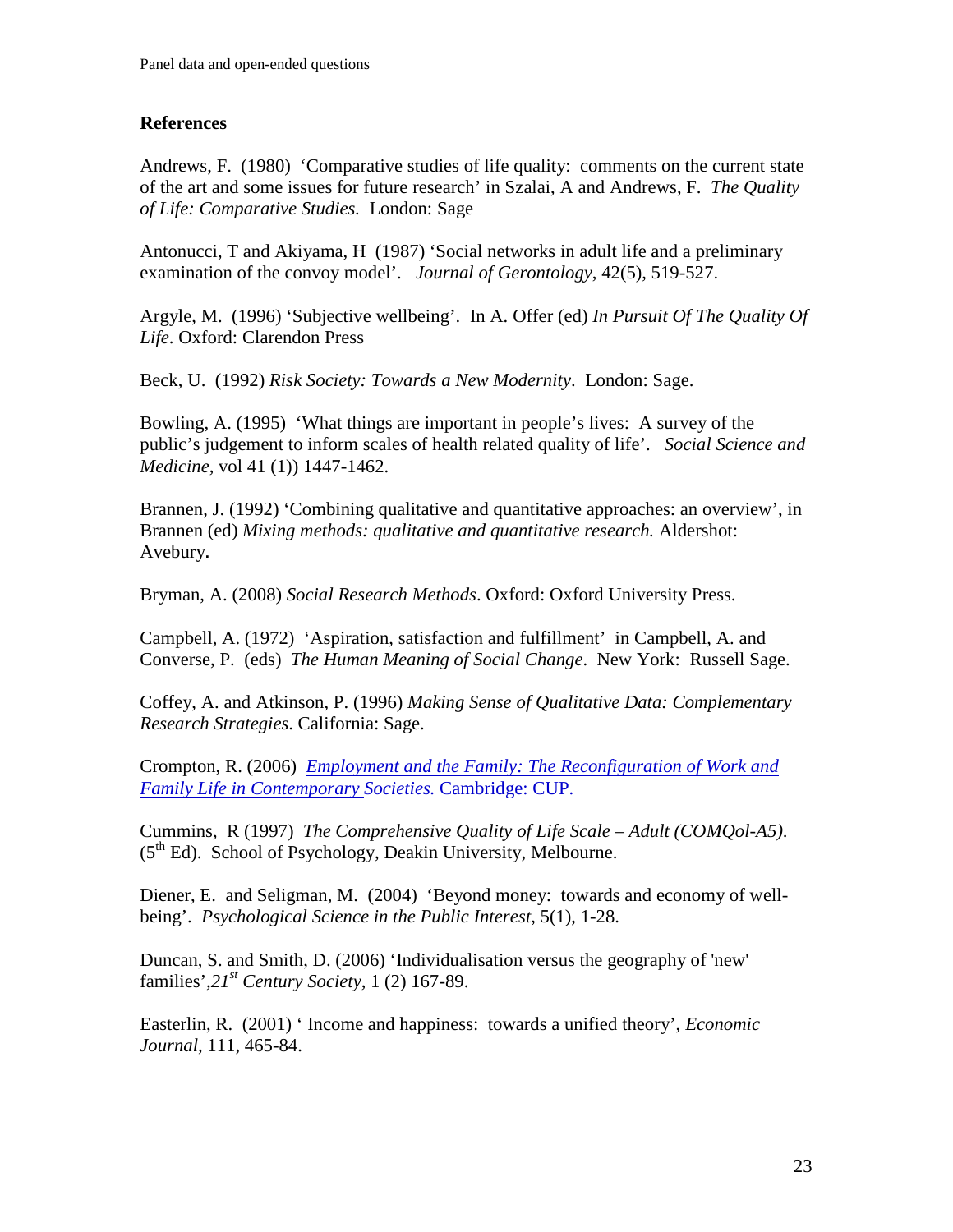## References

Andrews, F. (1980) 'Comparative studies of life quality: comments on the current state of the art and some issues for future research' in Szalai, A and Andrews, F. *The Quality of Life: Comparative Studies.* London: Sage

Antonucci, T and Akiyama, H (1987) 'Social networks in adult life and a preliminary examination of the convoy model'. *Journal of Gerontology*, 42(5), 519-527.

Argyle, M. (1996) 'Subjective wellbeing'. In A. Offer (ed) *In Pursuit Of The Quality Of Life*. Oxford: Clarendon Press

Beck, U. (1992) *Risk Society: Towards a New Modernity*. London: Sage.

Bowling, A. (1995) 'What things are important in people's lives: A survey of the public's judgement to inform scales of health related quality of life'. *Social Science and Medicine*, vol 41 (1)) 1447-1462.

Brannen, J. (1992) 'Combining qualitative and quantitative approaches: an overview', in Brannen (ed) *Mixing methods: qualitative and quantitative research.* Aldershot: Avebury.

Bryman, A. (2008) *Social Research Methods*. Oxford: Oxford University Press.

Campbell, A. (1972) 'Aspiration, satisfaction and fulfillment' in Campbell, A. and Converse, P. (eds) *The Human Meaning of Social Change*. New York: Russell Sage.

Coffey, A. and Atkinson, P. (1996) *Making Sense of Qualitative Data: Complementary Research Strategies*. California: Sage.

Crompton, R. (2006) *Employment and the Family: The Reconfiguration of Work and Family Life in Contemporary Societies.* Cambridge: CUP.

Cummins, R (1997) *The Comprehensive Quality of Life Scale – Adult (COMQol-A5).* (5th Ed). School of Psychology, Deakin University, Melbourne.

Diener, E. and Seligman, M. (2004) 'Beyond money: towards and economy of well-being'. *Psychological Science in the Public Interest*, 5(1), 1-28.

Duncan, S. and Smith, D. (2006) 'Individualisation versus the geography of 'new' families',*21st Century Society*, 1 (2) 167-89.

Easterlin, R. (2001) ' Income and happiness: towards a unified theory', *Economic Journal*, 111, 465-84.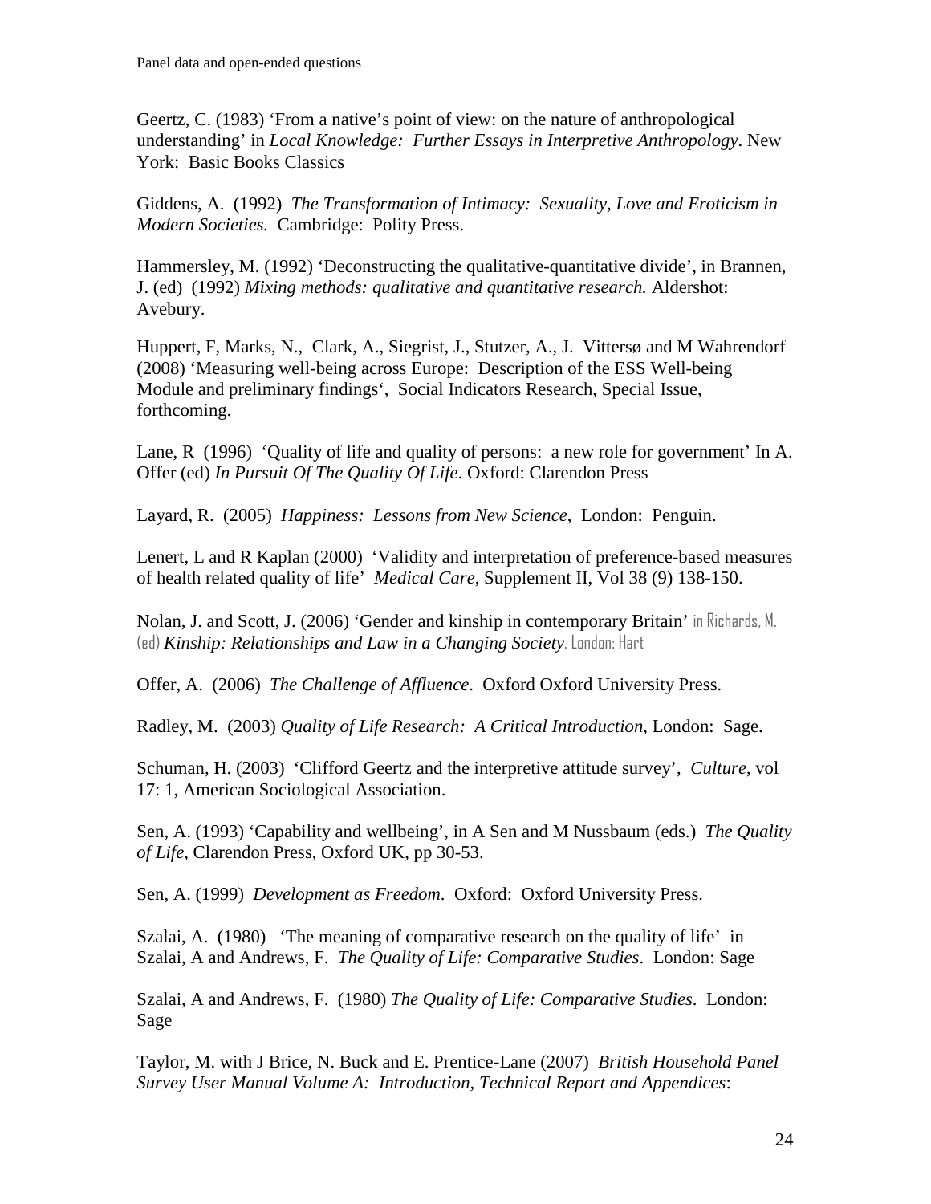Geertz, C. (1983) 'From a native's point of view: on the nature of anthropological understanding' in *Local Knowledge: Further Essays in Interpretive Anthropology*. New York: Basic Books Classics

Giddens, A. (1992) *The Transformation of Intimacy: Sexuality, Love and Eroticism in Modern Societies.* Cambridge: Polity Press.

Hammersley, M. (1992) 'Deconstructing the qualitative-quantitative divide', in Brannen, J. (ed) (1992) *Mixing methods: qualitative and quantitative research.* Aldershot: Avebury.

Huppert, F, Marks, N., Clark, A., Siegrist, J., Stutzer, A., J. Vittersø and M Wahrendorf (2008) 'Measuring well-being across Europe: Description of the ESS Well-being Module and preliminary findings', Social Indicators Research, Special Issue, forthcoming.

Lane, R (1996) 'Quality of life and quality of persons: a new role for government' In A. Offer (ed) *In Pursuit Of The Quality Of Life*. Oxford: Clarendon Press

Layard, R. (2005) *Happiness: Lessons from New Science*, London: Penguin.

Lenert, L and R Kaplan (2000) 'Validity and interpretation of preference-based measures of health related quality of life' *Medical Care*, Supplement II, Vol 38 (9) 138-150.

Nolan, J. and Scott, J. (2006) 'Gender and kinship in contemporary Britain' in Richards, M. (ed) ***Kinship: Relationships and Law in a Changing Society***. London: Hart

Offer, A. (2006) *The Challenge of Affluence*. Oxford Oxford University Press.

Radley, M. (2003) *Quality of Life Research: A Critical Introduction*, London: Sage.

Schuman, H. (2003) 'Clifford Geertz and the interpretive attitude survey', *Culture*, vol 17: 1, American Sociological Association.

Sen, A. (1993) 'Capability and wellbeing', in A Sen and M Nussbaum (eds.) *The Quality of Life*, Clarendon Press, Oxford UK, pp 30-53.

Sen, A. (1999) *Development as Freedom*. Oxford: Oxford University Press.

Szalai, A. (1980) 'The meaning of comparative research on the quality of life' in Szalai, A and Andrews, F. *The Quality of Life: Comparative Studies*. London: Sage

Szalai, A and Andrews, F. (1980) *The Quality of Life: Comparative Studies*. London: Sage

Taylor, M. with J Brice, N. Buck and E. Prentice-Lane (2007) *British Household Panel Survey User Manual Volume A: Introduction, Technical Report and Appendices*: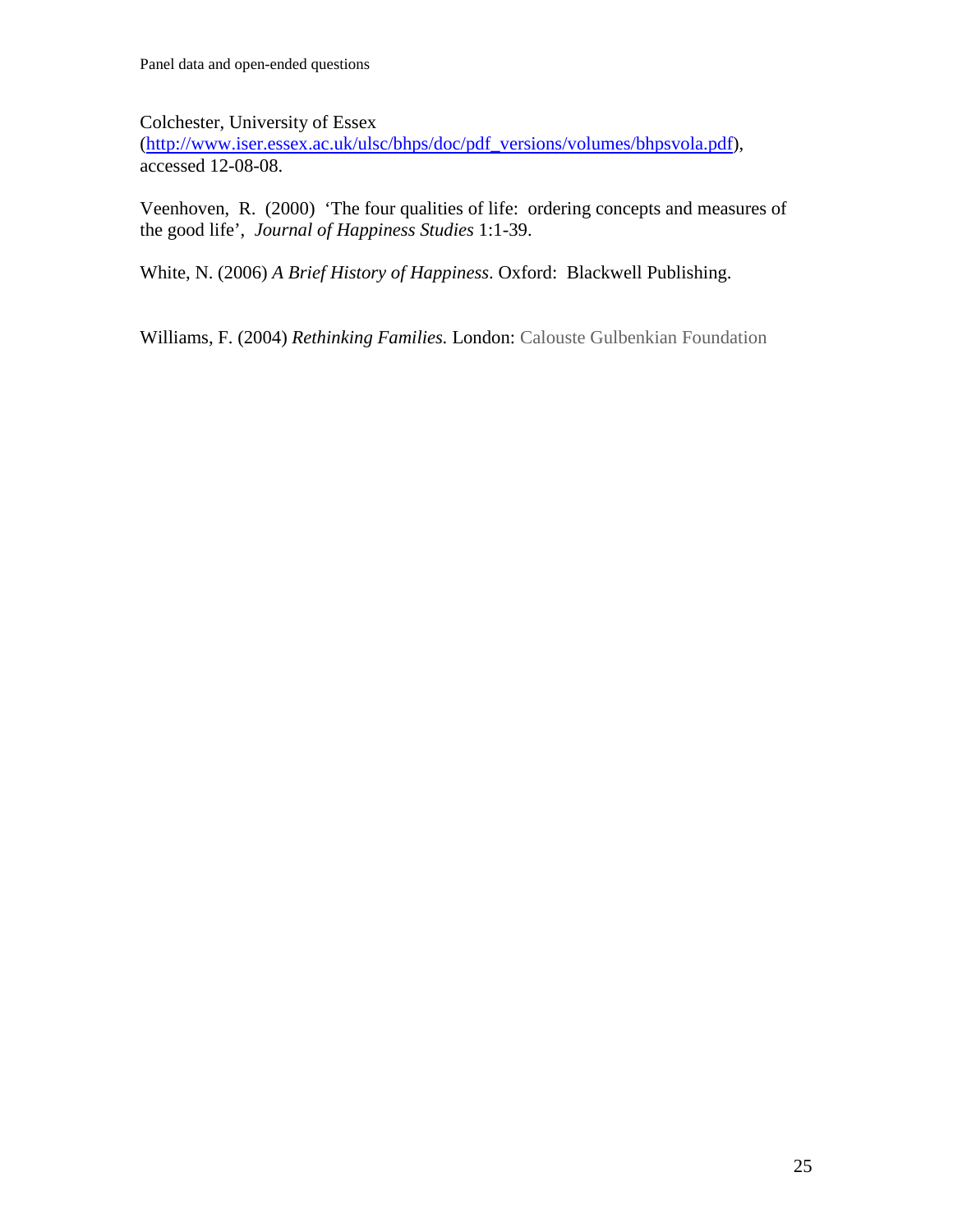Colchester, University of Essex (http://www.iser.essex.ac.uk/ulsc/bhps/doc/pdf_versions/volumes/bhpsvola.pdf), accessed 12-08-08.

Veenhoven, R. (2000) 'The four qualities of life: ordering concepts and measures of the good life', *Journal of Happiness Studies* 1:1-39.

White, N. (2006) *A Brief History of Happiness*. Oxford: Blackwell Publishing.

Williams, F. (2004) *Rethinking Families.* London: Calouste Gulbenkian Foundation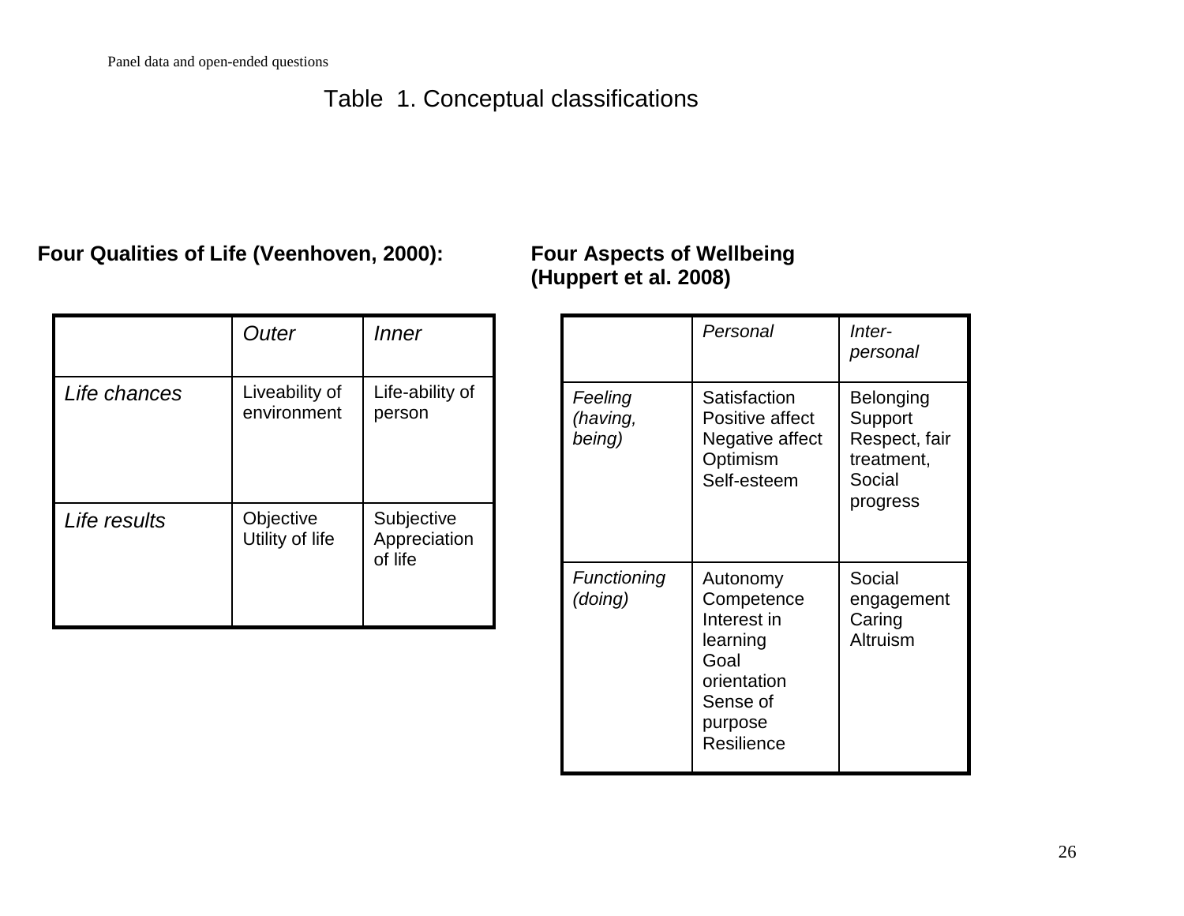# Table 1. Conceptual classifications

**Four Qualities of Life (Veenhoven, 2000):**

| | *Outer* | *Inner* |
|---|---|---|
| *Life chances* | Liveability of environment | Life-ability of person |
| *Life results* | Objective Utility of life | Subjective Appreciation of life |

**Four Aspects of Wellbeing (Huppert et al. 2008)**

| | *Personal* | *Inter-personal* |
|---|---|---|
| *Feeling (having, being)* | Satisfaction<br>Positive affect<br>Negative affect<br>Optimism<br>Self-esteem | Belonging<br>Support<br>Respect, fair treatment,<br>Social progress |
| *Functioning (doing)* | Autonomy<br>Competence<br>Interest in learning<br>Goal orientation<br>Sense of purpose<br>Resilience | Social engagement<br>Caring<br>Altruism |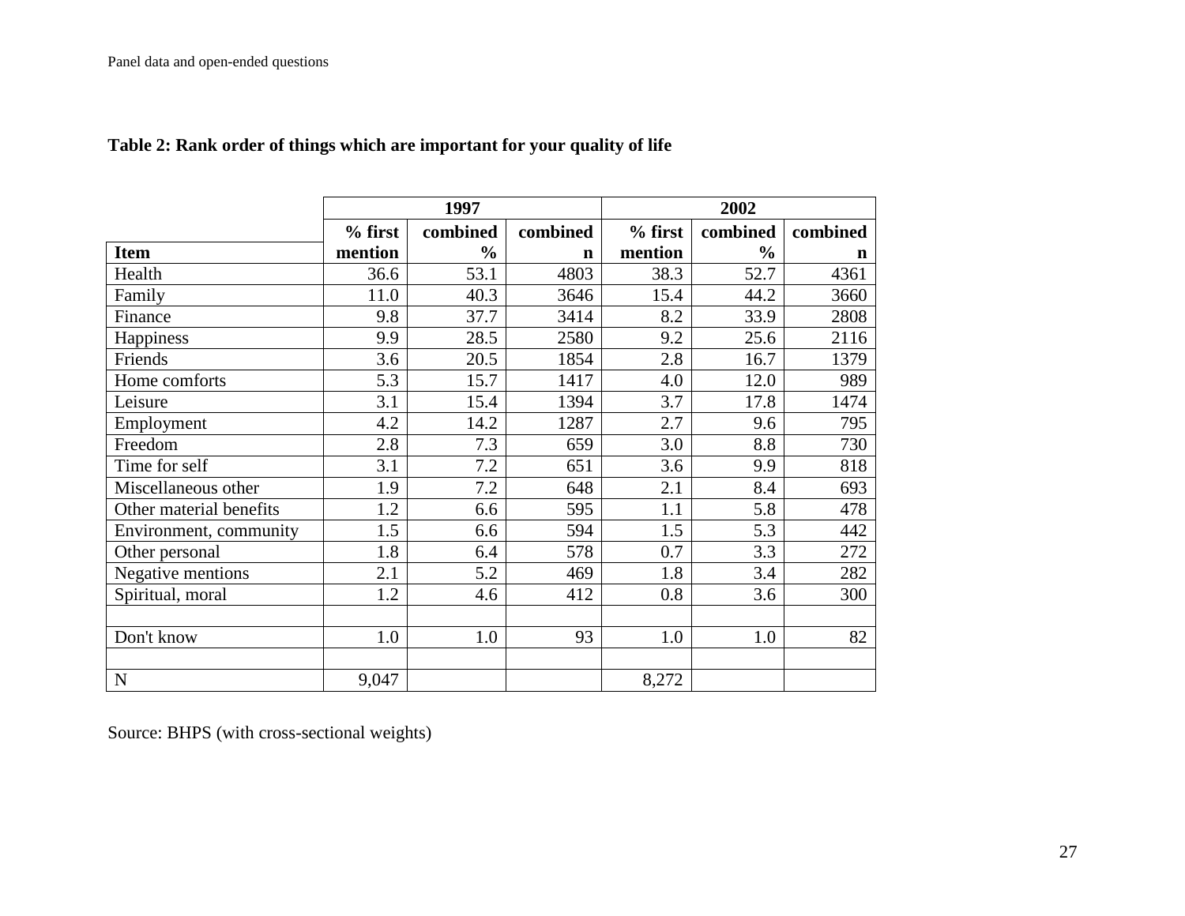**Table 2: Rank order of things which are important for your quality of life**

| Item | 1997 | | | 2002 | | |
|---|---|---|---|---|---|---|
| | % first mention | combined % | combined n | % first mention | combined % | combined n |
| Health | 36.6 | 53.1 | 4803 | 38.3 | 52.7 | 4361 |
| Family | 11.0 | 40.3 | 3646 | 15.4 | 44.2 | 3660 |
| Finance | 9.8 | 37.7 | 3414 | 8.2 | 33.9 | 2808 |
| Happiness | 9.9 | 28.5 | 2580 | 9.2 | 25.6 | 2116 |
| Friends | 3.6 | 20.5 | 1854 | 2.8 | 16.7 | 1379 |
| Home comforts | 5.3 | 15.7 | 1417 | 4.0 | 12.0 | 989 |
| Leisure | 3.1 | 15.4 | 1394 | 3.7 | 17.8 | 1474 |
| Employment | 4.2 | 14.2 | 1287 | 2.7 | 9.6 | 795 |
| Freedom | 2.8 | 7.3 | 659 | 3.0 | 8.8 | 730 |
| Time for self | 3.1 | 7.2 | 651 | 3.6 | 9.9 | 818 |
| Miscellaneous other | 1.9 | 7.2 | 648 | 2.1 | 8.4 | 693 |
| Other material benefits | 1.2 | 6.6 | 595 | 1.1 | 5.8 | 478 |
| Environment, community | 1.5 | 6.6 | 594 | 1.5 | 5.3 | 442 |
| Other personal | 1.8 | 6.4 | 578 | 0.7 | 3.3 | 272 |
| Negative mentions | 2.1 | 5.2 | 469 | 1.8 | 3.4 | 282 |
| Spiritual, moral | 1.2 | 4.6 | 412 | 0.8 | 3.6 | 300 |
| | | | | | | |
| Don't know | 1.0 | 1.0 | 93 | 1.0 | 1.0 | 82 |
| | | | | | | |
| N | 9,047 | | | 8,272 | | |

Source: BHPS (with cross-sectional weights)